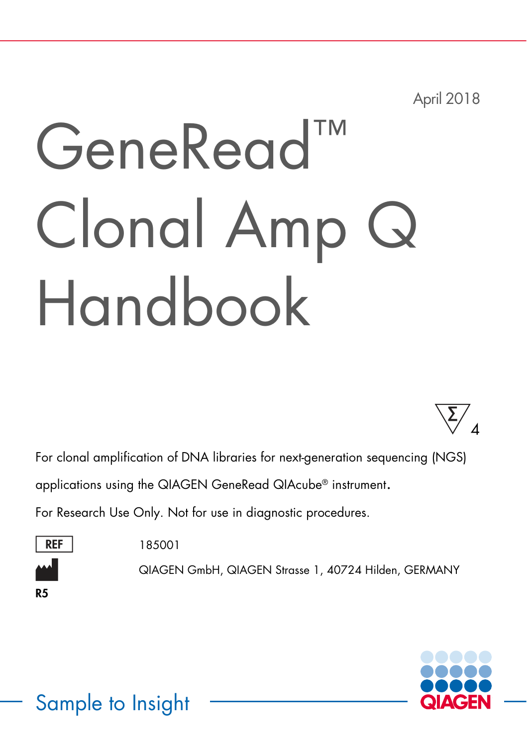April 2018

# GeneRead™ Clonal Amp Q Handbook

Σ 4

For clonal amplification of DNA libraries for next-generation sequencing (NGS) applications using the QIAGEN GeneRead QIAcube® instrument.

For Research Use Only. Not for use in diagnostic procedures.

REF 185001

QIAGEN GmbH, QIAGEN Strasse 1, 40724 Hilden, GERMANY

R5

Sample to Insight

QIAGEN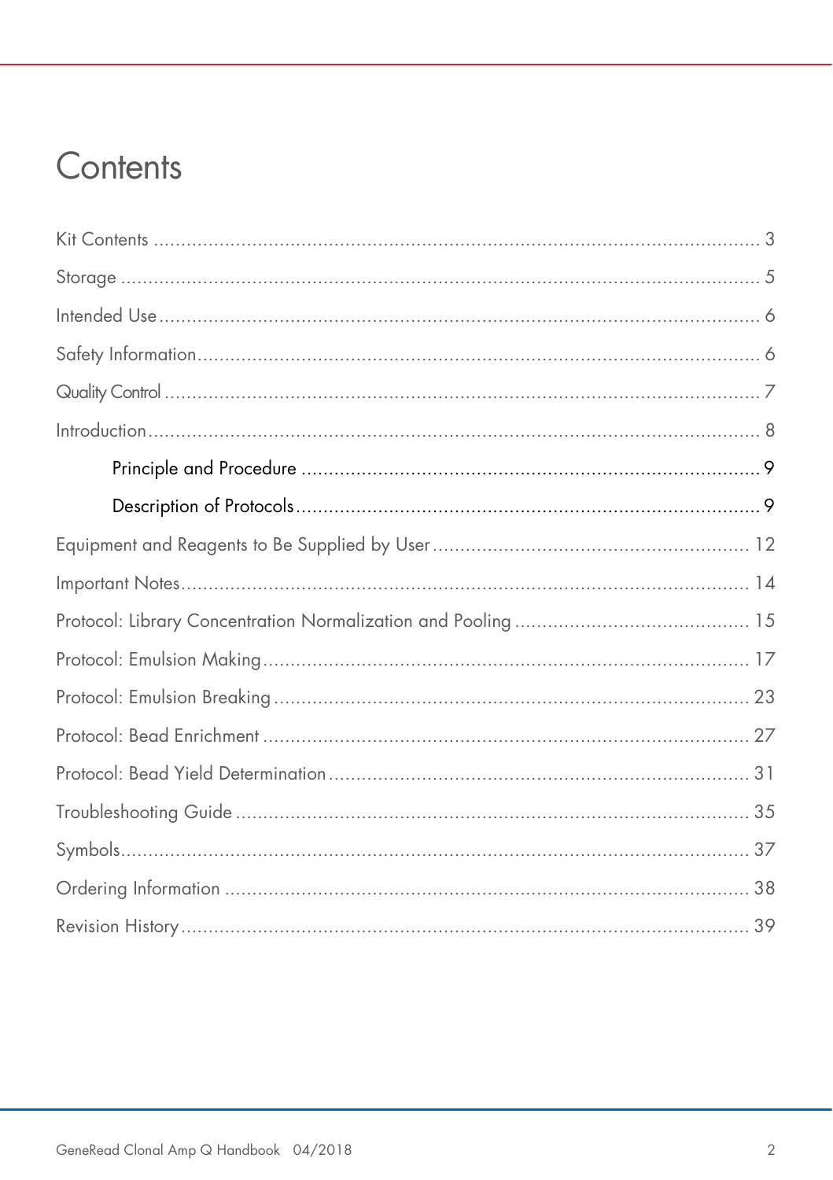# Contents

Kit Contents ........................................................................................................ 3

Storage ................................................................................................................ 5

Intended Use ....................................................................................................... 6

Safety Information ............................................................................................... 6

Quality Control .................................................................................................... 7

Introduction .......................................................................................................... 8

- Principle and Procedure .................................................................................. 9
- Description of Protocols .................................................................................. 9

Equipment and Reagents to Be Supplied by User ................................................. 12

Important Notes .................................................................................................. 14

Protocol: Library Concentration Normalization and Pooling .................................. 15

Protocol: Emulsion Making .................................................................................. 17

Protocol: Emulsion Breaking ................................................................................. 23

Protocol: Bead Enrichment ................................................................................... 27

Protocol: Bead Yield Determination ...................................................................... 31

Troubleshooting Guide ......................................................................................... 35

Symbols .............................................................................................................. 37

Ordering Information ........................................................................................... 38

Revision History ................................................................................................... 39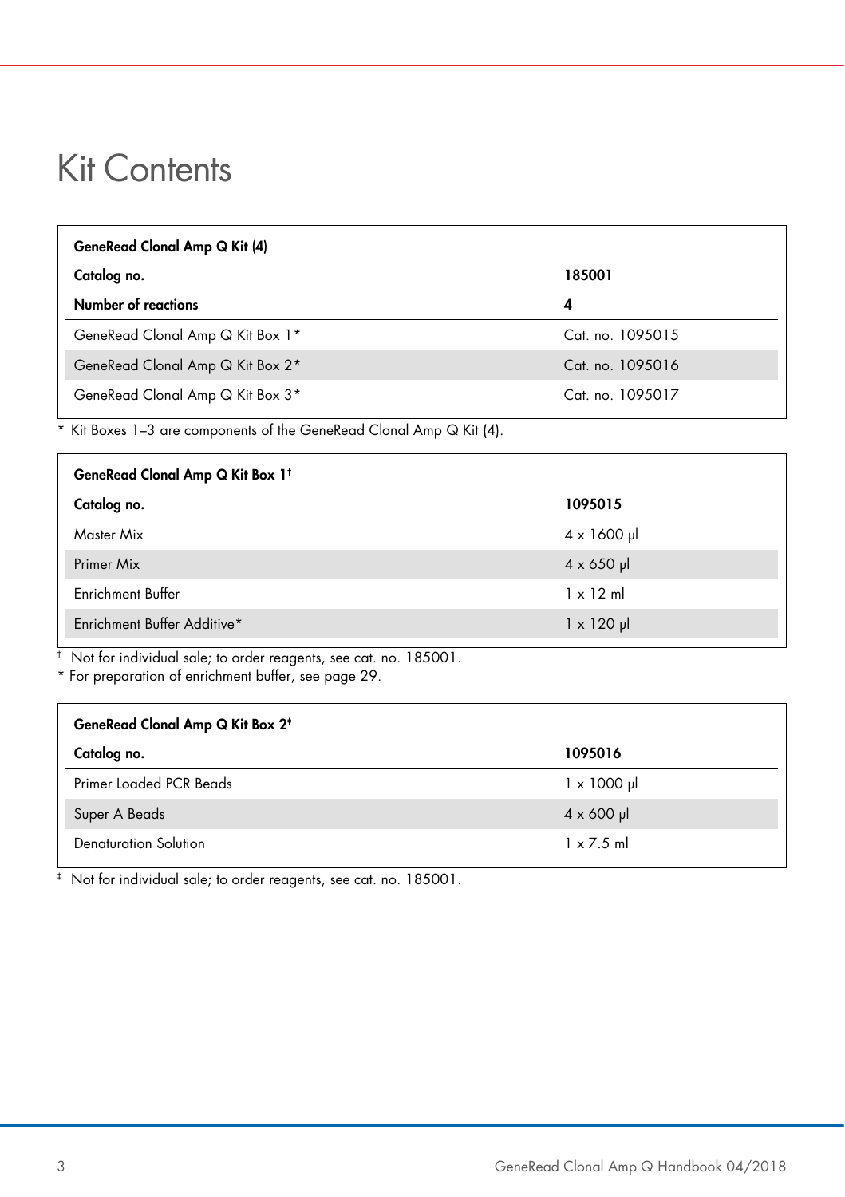# Kit Contents

| GeneRead Clonal Amp Q Kit (4) | |
|---|---|
| **Catalog no.** | **185001** |
| **Number of reactions** | **4** |
| GeneRead Clonal Amp Q Kit Box 1* | Cat. no. 1095015 |
| GeneRead Clonal Amp Q Kit Box 2* | Cat. no. 1095016 |
| GeneRead Clonal Amp Q Kit Box 3* | Cat. no. 1095017 |

\* Kit Boxes 1–3 are components of the GeneRead Clonal Amp Q Kit (4).

| GeneRead Clonal Amp Q Kit Box 1† | |
|---|---|
| **Catalog no.** | **1095015** |
| Master Mix | 4 x 1600 µl |
| Primer Mix | 4 x 650 µl |
| Enrichment Buffer | 1 x 12 ml |
| Enrichment Buffer Additive* | 1 x 120 µl |

† Not for individual sale; to order reagents, see cat. no. 185001.
\* For preparation of enrichment buffer, see page 29.

| GeneRead Clonal Amp Q Kit Box 2‡ | |
|---|---|
| **Catalog no.** | **1095016** |
| Primer Loaded PCR Beads | 1 x 1000 µl |
| Super A Beads | 4 x 600 µl |
| Denaturation Solution | 1 x 7.5 ml |

‡ Not for individual sale; to order reagents, see cat. no. 185001.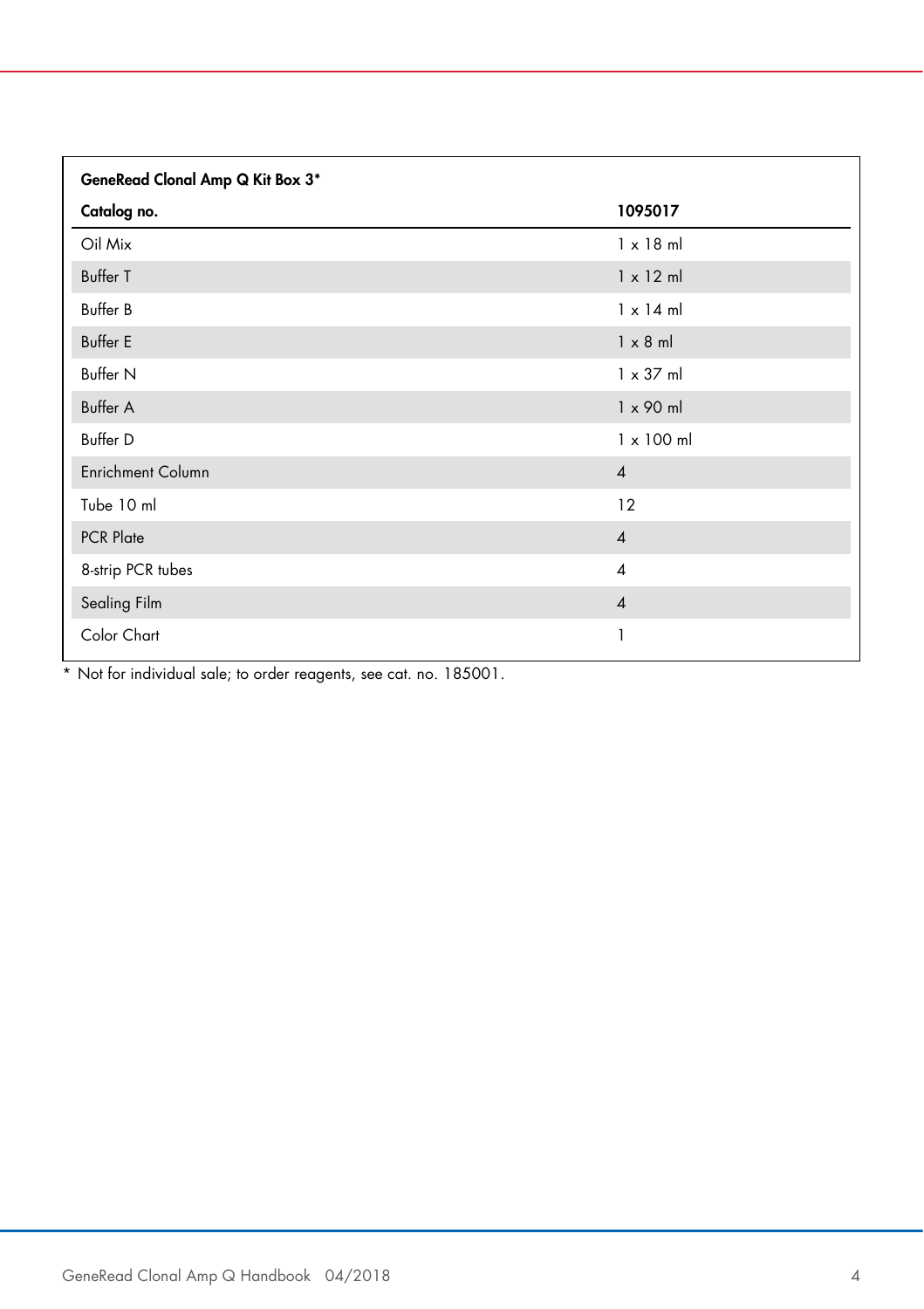| GeneRead Clonal Amp Q Kit Box 3* | |
|---|---|
| **Catalog no.** | **1095017** |
| Oil Mix | 1 x 18 ml |
| Buffer T | 1 x 12 ml |
| Buffer B | 1 x 14 ml |
| Buffer E | 1 x 8 ml |
| Buffer N | 1 x 37 ml |
| Buffer A | 1 x 90 ml |
| Buffer D | 1 x 100 ml |
| Enrichment Column | 4 |
| Tube 10 ml | 12 |
| PCR Plate | 4 |
| 8-strip PCR tubes | 4 |
| Sealing Film | 4 |
| Color Chart | 1 |

* Not for individual sale; to order reagents, see cat. no. 185001.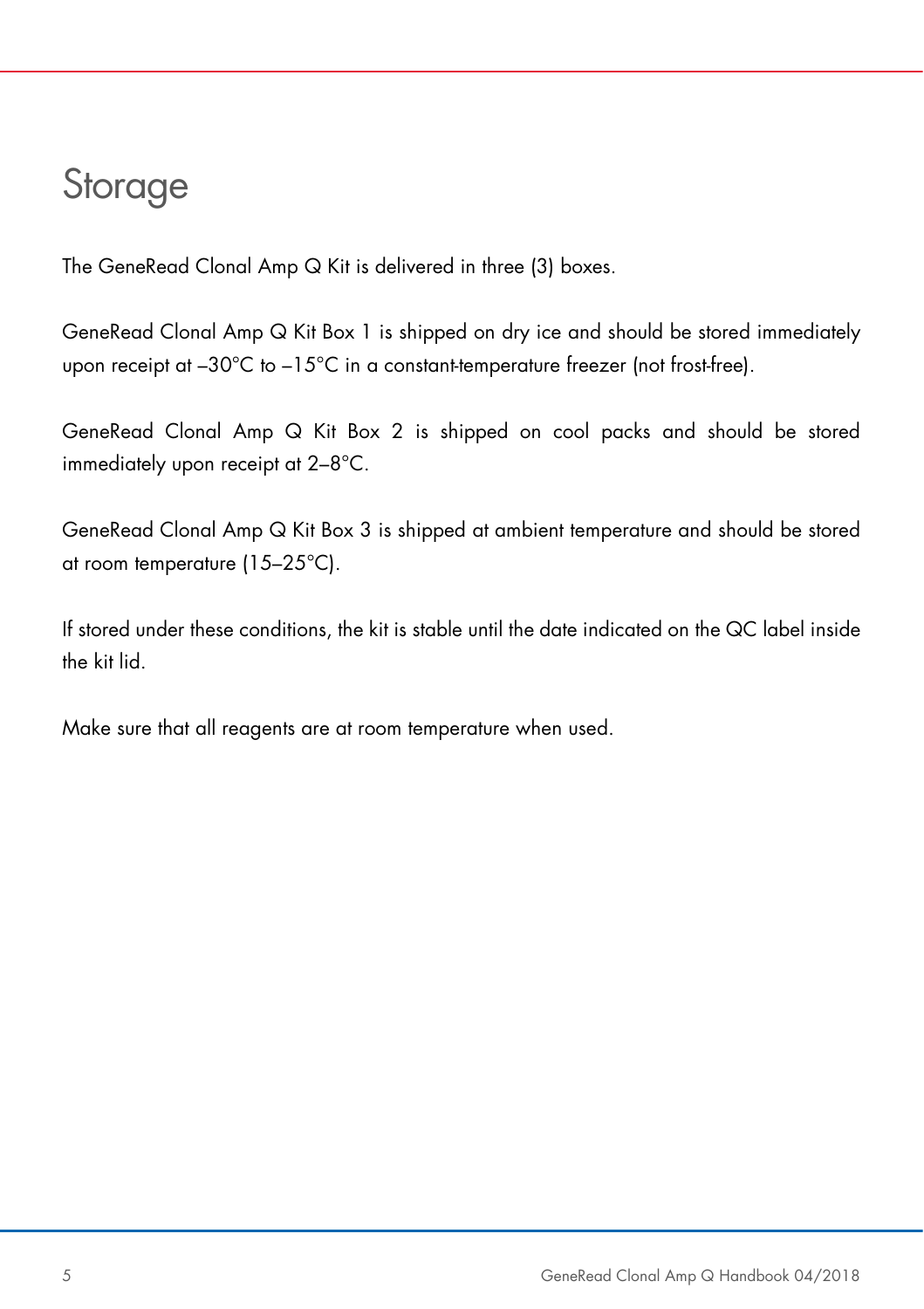# Storage

The GeneRead Clonal Amp Q Kit is delivered in three (3) boxes.

GeneRead Clonal Amp Q Kit Box 1 is shipped on dry ice and should be stored immediately upon receipt at –30°C to –15°C in a constant-temperature freezer (not frost-free).

GeneRead Clonal Amp Q Kit Box 2 is shipped on cool packs and should be stored immediately upon receipt at 2–8°C.

GeneRead Clonal Amp Q Kit Box 3 is shipped at ambient temperature and should be stored at room temperature (15–25°C).

If stored under these conditions, the kit is stable until the date indicated on the QC label inside the kit lid.

Make sure that all reagents are at room temperature when used.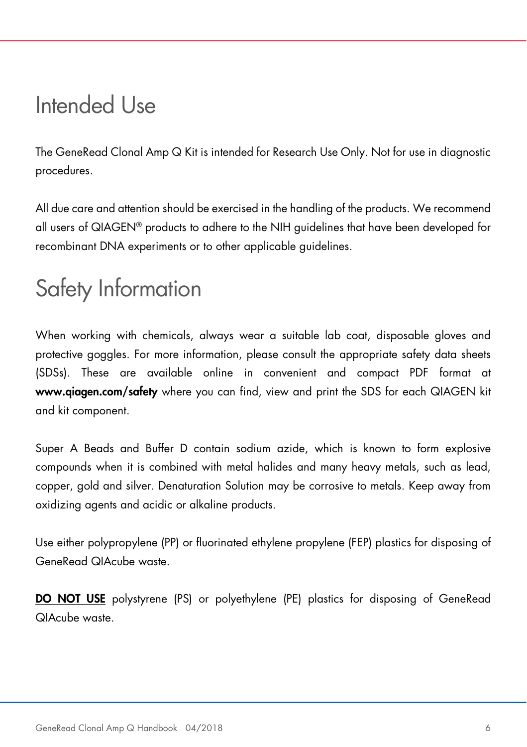# Intended Use

The GeneRead Clonal Amp Q Kit is intended for Research Use Only. Not for use in diagnostic procedures.

All due care and attention should be exercised in the handling of the products. We recommend all users of QIAGEN® products to adhere to the NIH guidelines that have been developed for recombinant DNA experiments or to other applicable guidelines.

# Safety Information

When working with chemicals, always wear a suitable lab coat, disposable gloves and protective goggles. For more information, please consult the appropriate safety data sheets (SDSs). These are available online in convenient and compact PDF format at **www.qiagen.com/safety** where you can find, view and print the SDS for each QIAGEN kit and kit component.

Super A Beads and Buffer D contain sodium azide, which is known to form explosive compounds when it is combined with metal halides and many heavy metals, such as lead, copper, gold and silver. Denaturation Solution may be corrosive to metals. Keep away from oxidizing agents and acidic or alkaline products.

Use either polypropylene (PP) or fluorinated ethylene propylene (FEP) plastics for disposing of GeneRead QIAcube waste.

**DO NOT USE** polystyrene (PS) or polyethylene (PE) plastics for disposing of GeneRead QIAcube waste.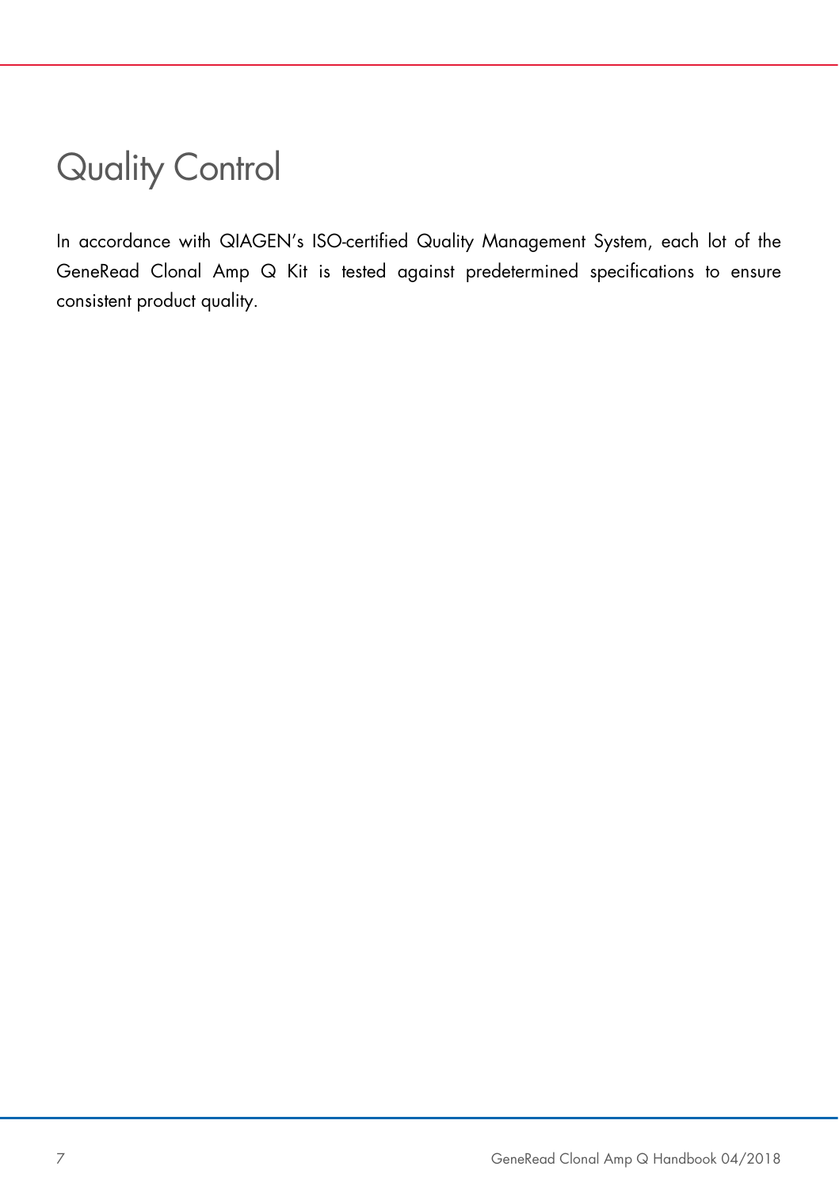# Quality Control

In accordance with QIAGEN's ISO-certified Quality Management System, each lot of the GeneRead Clonal Amp Q Kit is tested against predetermined specifications to ensure consistent product quality.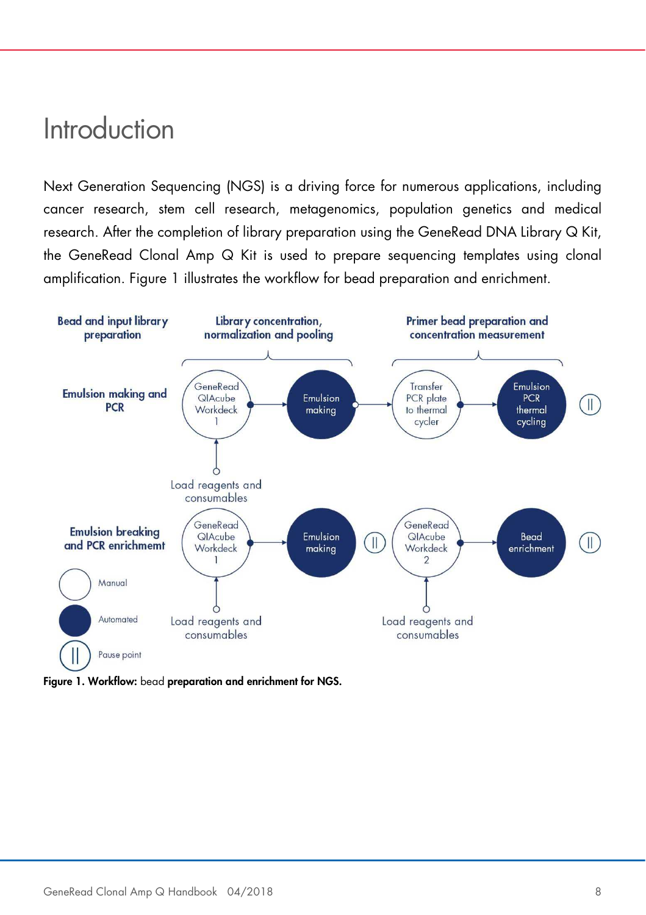# Introduction

Next Generation Sequencing (NGS) is a driving force for numerous applications, including cancer research, stem cell research, metagenomics, population genetics and medical research. After the completion of library preparation using the GeneRead DNA Library Q Kit, the GeneRead Clonal Amp Q Kit is used to prepare sequencing templates using clonal amplification. Figure 1 illustrates the workflow for bead preparation and enrichment.

**Bead and input library preparation**

**Library concentration, normalization and pooling**

**Primer bead preparation and concentration measurement**

**Emulsion making and PCR**

GeneRead QIAcube Workdeck 1 → Emulsion making → Transfer PCR plate to thermal cycler → Emulsion PCR thermal cycling → Pause point

Load reagents and consumables

**Emulsion breaking and PCR enrichmemt**

GeneRead QIAcube Workdeck 1 → Emulsion making → Pause point → GeneRead QIAcube Workdeck 2 → Bead enrichment → Pause point

Load reagents and consumables

Load reagents and consumables

Manual

Automated

Pause point

**Figure 1. Workflow:** bead **preparation and enrichment for NGS.**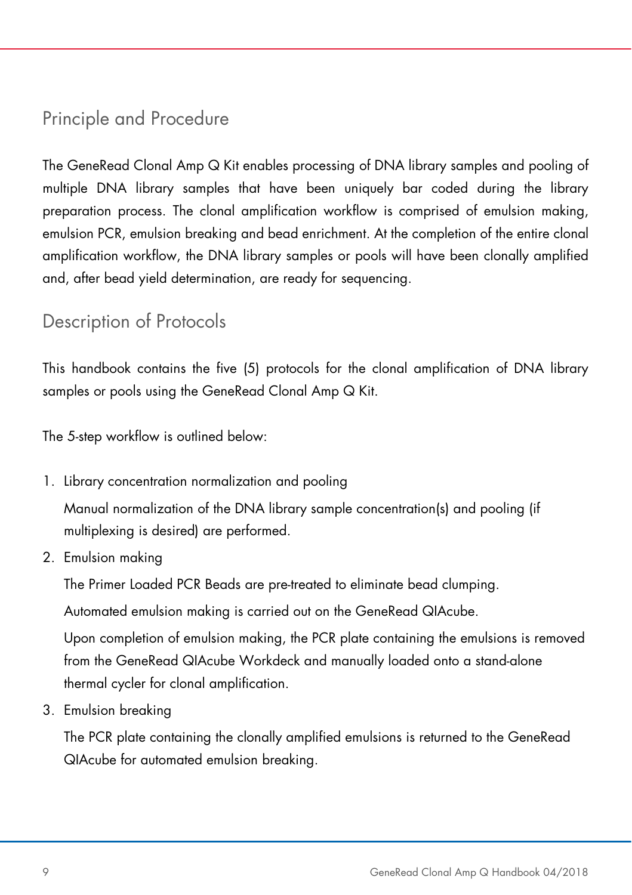## Principle and Procedure

The GeneRead Clonal Amp Q Kit enables processing of DNA library samples and pooling of multiple DNA library samples that have been uniquely bar coded during the library preparation process. The clonal amplification workflow is comprised of emulsion making, emulsion PCR, emulsion breaking and bead enrichment. At the completion of the entire clonal amplification workflow, the DNA library samples or pools will have been clonally amplified and, after bead yield determination, are ready for sequencing.

## Description of Protocols

This handbook contains the five (5) protocols for the clonal amplification of DNA library samples or pools using the GeneRead Clonal Amp Q Kit.

The 5-step workflow is outlined below:

1. Library concentration normalization and pooling

   Manual normalization of the DNA library sample concentration(s) and pooling (if multiplexing is desired) are performed.

2. Emulsion making

   The Primer Loaded PCR Beads are pre-treated to eliminate bead clumping.

   Automated emulsion making is carried out on the GeneRead QIAcube.

   Upon completion of emulsion making, the PCR plate containing the emulsions is removed from the GeneRead QIAcube Workdeck and manually loaded onto a stand-alone thermal cycler for clonal amplification.

3. Emulsion breaking

   The PCR plate containing the clonally amplified emulsions is returned to the GeneRead QIAcube for automated emulsion breaking.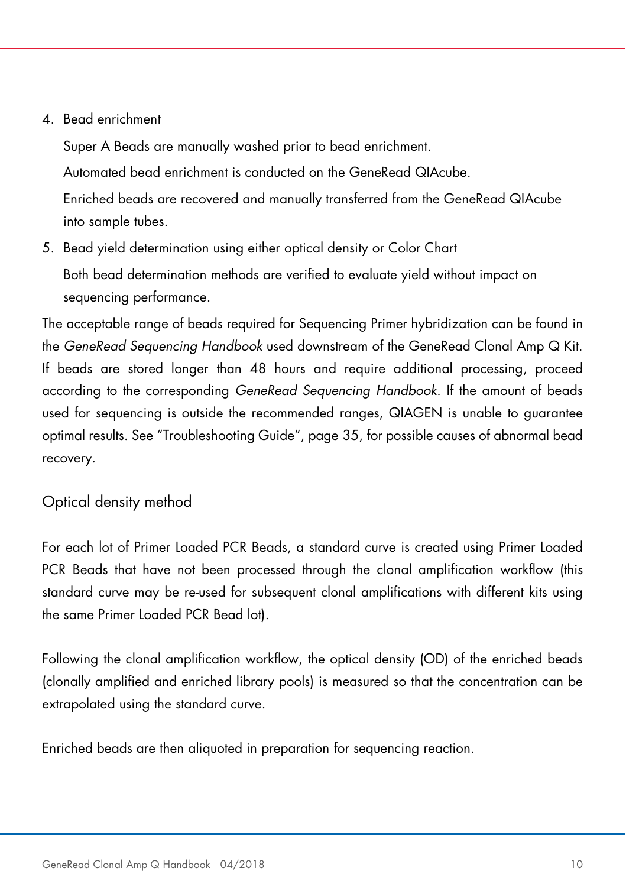4. Bead enrichment

   Super A Beads are manually washed prior to bead enrichment.

   Automated bead enrichment is conducted on the GeneRead QIAcube.

   Enriched beads are recovered and manually transferred from the GeneRead QIAcube into sample tubes.

5. Bead yield determination using either optical density or Color Chart

   Both bead determination methods are verified to evaluate yield without impact on sequencing performance.

The acceptable range of beads required for Sequencing Primer hybridization can be found in the *GeneRead Sequencing Handbook* used downstream of the GeneRead Clonal Amp Q Kit. If beads are stored longer than 48 hours and require additional processing, proceed according to the corresponding *GeneRead Sequencing Handbook*. If the amount of beads used for sequencing is outside the recommended ranges, QIAGEN is unable to guarantee optimal results. See "Troubleshooting Guide", page 35, for possible causes of abnormal bead recovery.

## Optical density method

For each lot of Primer Loaded PCR Beads, a standard curve is created using Primer Loaded PCR Beads that have not been processed through the clonal amplification workflow (this standard curve may be re-used for subsequent clonal amplifications with different kits using the same Primer Loaded PCR Bead lot).

Following the clonal amplification workflow, the optical density (OD) of the enriched beads (clonally amplified and enriched library pools) is measured so that the concentration can be extrapolated using the standard curve.

Enriched beads are then aliquoted in preparation for sequencing reaction.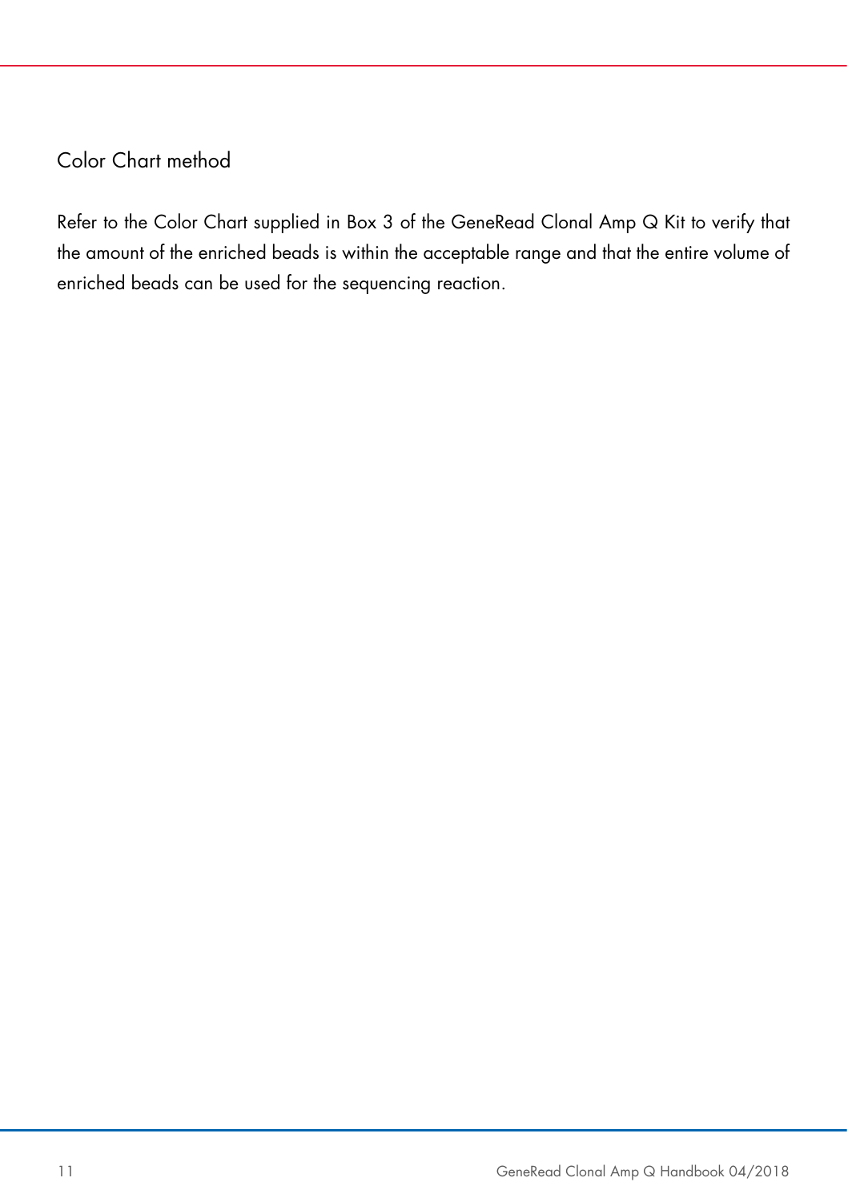### Color Chart method

Refer to the Color Chart supplied in Box 3 of the GeneRead Clonal Amp Q Kit to verify that the amount of the enriched beads is within the acceptable range and that the entire volume of enriched beads can be used for the sequencing reaction.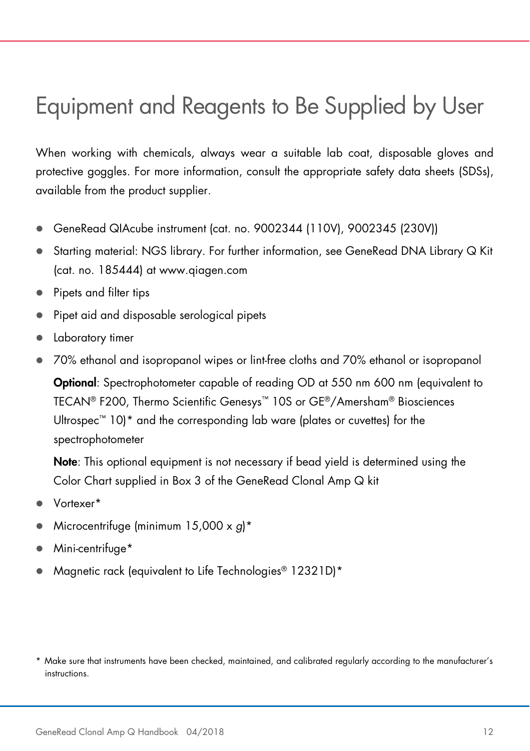# Equipment and Reagents to Be Supplied by User

When working with chemicals, always wear a suitable lab coat, disposable gloves and protective goggles. For more information, consult the appropriate safety data sheets (SDSs), available from the product supplier.

- GeneRead QIAcube instrument (cat. no. 9002344 (110V), 9002345 (230V))
- Starting material: NGS library. For further information, see GeneRead DNA Library Q Kit (cat. no. 185444) at www.qiagen.com
- Pipets and filter tips
- Pipet aid and disposable serological pipets
- Laboratory timer
- 70% ethanol and isopropanol wipes or lint-free cloths and 70% ethanol or isopropanol

  **Optional**: Spectrophotometer capable of reading OD at 550 nm 600 nm (equivalent to TECAN® F200, Thermo Scientific Genesys™ 10S or GE®/Amersham® Biosciences Ultrospec™ 10)* and the corresponding lab ware (plates or cuvettes) for the spectrophotometer

  **Note**: This optional equipment is not necessary if bead yield is determined using the Color Chart supplied in Box 3 of the GeneRead Clonal Amp Q kit
- Vortexer*
- Microcentrifuge (minimum 15,000 x *g*)*
- Mini-centrifuge*
- Magnetic rack (equivalent to Life Technologies® 12321D)*

\* Make sure that instruments have been checked, maintained, and calibrated regularly according to the manufacturer's instructions.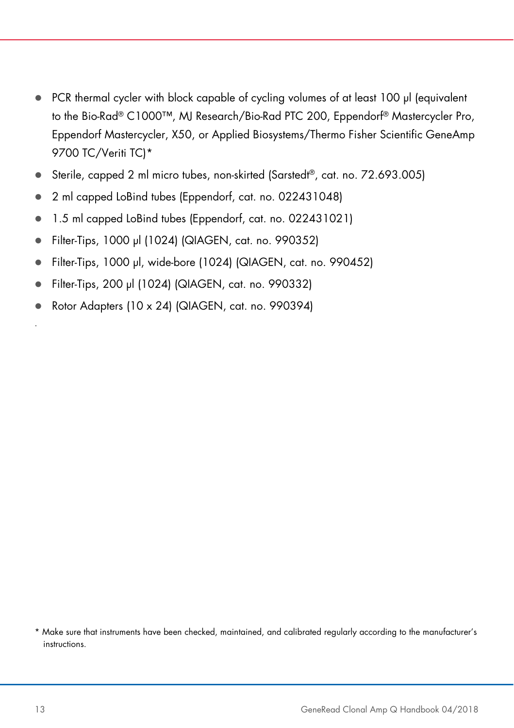- PCR thermal cycler with block capable of cycling volumes of at least 100 µl (equivalent to the Bio-Rad® C1000™, MJ Research/Bio-Rad PTC 200, Eppendorf® Mastercycler Pro, Eppendorf Mastercycler, X50, or Applied Biosystems/Thermo Fisher Scientific GeneAmp 9700 TC/Veriti TC)*
- Sterile, capped 2 ml micro tubes, non-skirted (Sarstedt®, cat. no. 72.693.005)
- 2 ml capped LoBind tubes (Eppendorf, cat. no. 022431048)
- 1.5 ml capped LoBind tubes (Eppendorf, cat. no. 022431021)
- Filter-Tips, 1000 µl (1024) (QIAGEN, cat. no. 990352)
- Filter-Tips, 1000 µl, wide-bore (1024) (QIAGEN, cat. no. 990452)
- Filter-Tips, 200 µl (1024) (QIAGEN, cat. no. 990332)
- Rotor Adapters (10 x 24) (QIAGEN, cat. no. 990394)

\* Make sure that instruments have been checked, maintained, and calibrated regularly according to the manufacturer's instructions.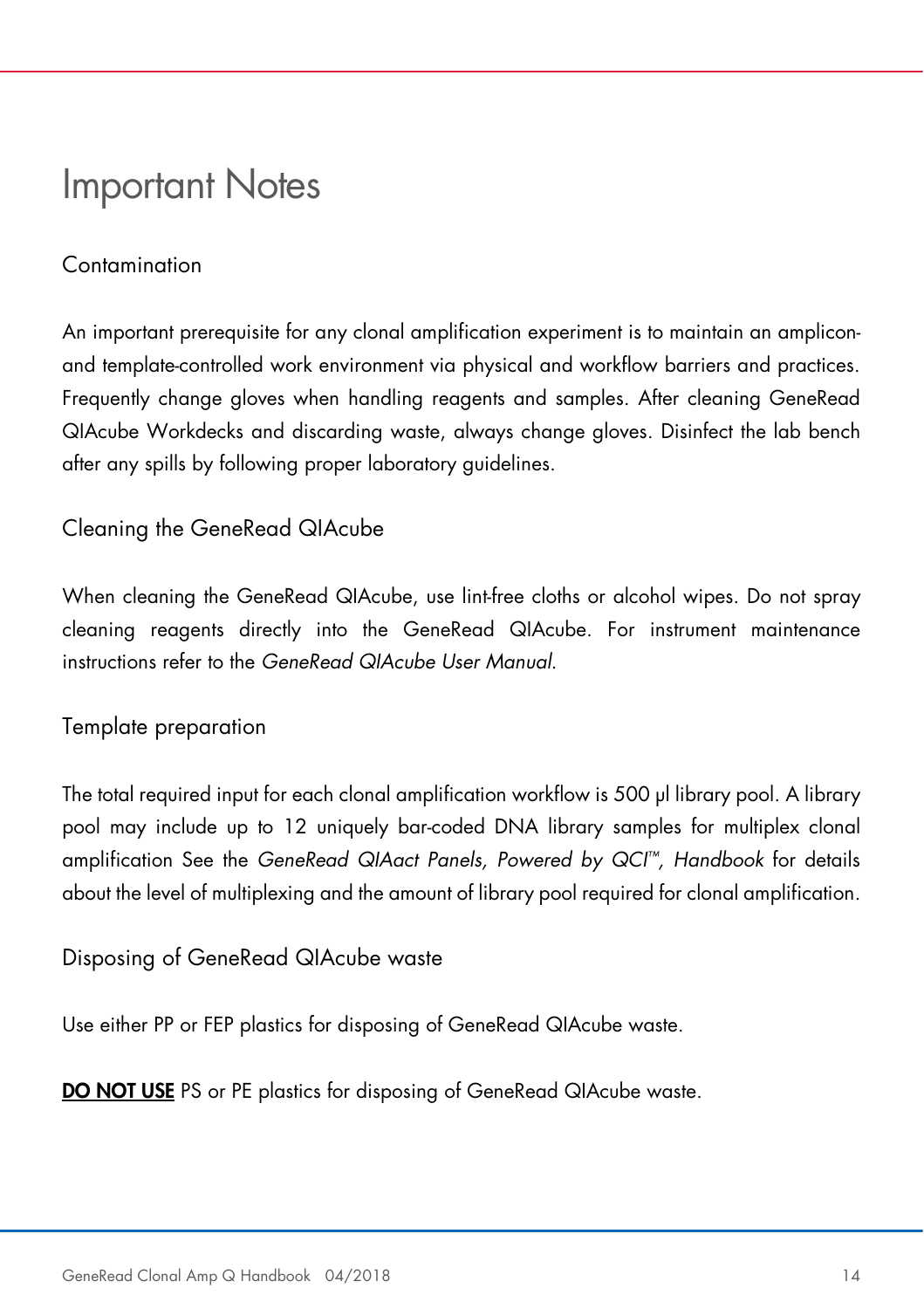# Important Notes

## Contamination

An important prerequisite for any clonal amplification experiment is to maintain an amplicon- and template-controlled work environment via physical and workflow barriers and practices. Frequently change gloves when handling reagents and samples. After cleaning GeneRead QIAcube Workdecks and discarding waste, always change gloves. Disinfect the lab bench after any spills by following proper laboratory guidelines.

## Cleaning the GeneRead QIAcube

When cleaning the GeneRead QIAcube, use lint-free cloths or alcohol wipes. Do not spray cleaning reagents directly into the GeneRead QIAcube. For instrument maintenance instructions refer to the *GeneRead QIAcube User Manual*.

## Template preparation

The total required input for each clonal amplification workflow is 500 µl library pool. A library pool may include up to 12 uniquely bar-coded DNA library samples for multiplex clonal amplification See the *GeneRead QIAact Panels, Powered by QCI™, Handbook* for details about the level of multiplexing and the amount of library pool required for clonal amplification.

## Disposing of GeneRead QIAcube waste

Use either PP or FEP plastics for disposing of GeneRead QIAcube waste.

**DO NOT USE** PS or PE plastics for disposing of GeneRead QIAcube waste.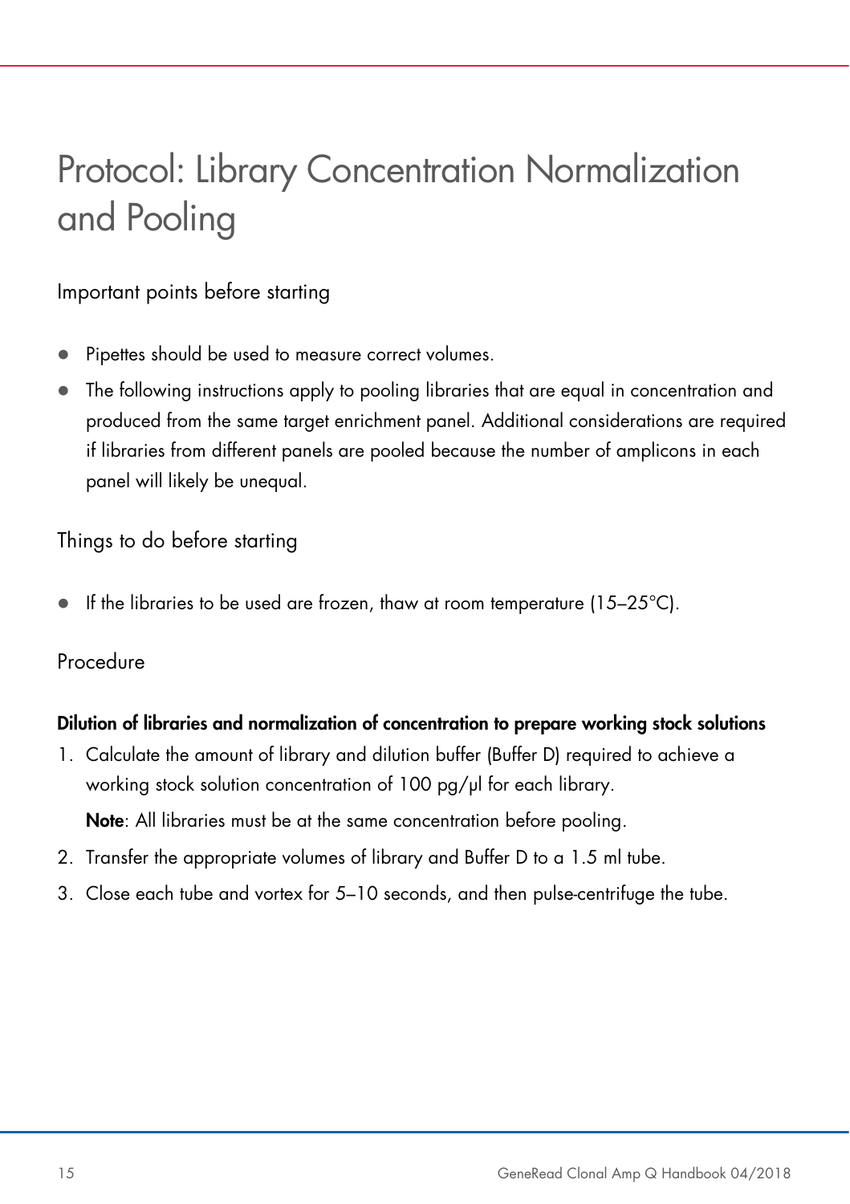# Protocol: Library Concentration Normalization and Pooling

## Important points before starting

- Pipettes should be used to measure correct volumes.
- The following instructions apply to pooling libraries that are equal in concentration and produced from the same target enrichment panel. Additional considerations are required if libraries from different panels are pooled because the number of amplicons in each panel will likely be unequal.

## Things to do before starting

- If the libraries to be used are frozen, thaw at room temperature (15–25°C).

## Procedure

**Dilution of libraries and normalization of concentration to prepare working stock solutions**

1. Calculate the amount of library and dilution buffer (Buffer D) required to achieve a working stock solution concentration of 100 pg/µl for each library.

   **Note**: All libraries must be at the same concentration before pooling.

2. Transfer the appropriate volumes of library and Buffer D to a 1.5 ml tube.
3. Close each tube and vortex for 5–10 seconds, and then pulse-centrifuge the tube.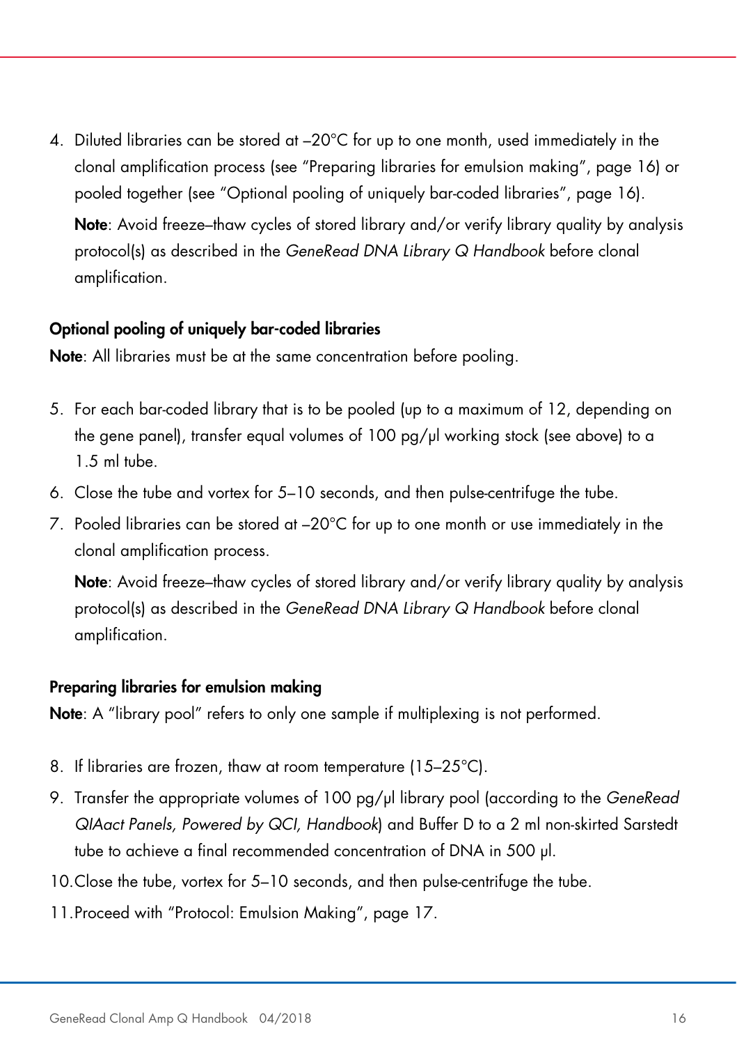4. Diluted libraries can be stored at –20°C for up to one month, used immediately in the clonal amplification process (see "Preparing libraries for emulsion making", page 16) or pooled together (see "Optional pooling of uniquely bar-coded libraries", page 16).

   **Note**: Avoid freeze–thaw cycles of stored library and/or verify library quality by analysis protocol(s) as described in the *GeneRead DNA Library Q Handbook* before clonal amplification.

**Optional pooling of uniquely bar-coded libraries**

**Note**: All libraries must be at the same concentration before pooling.

5. For each bar-coded library that is to be pooled (up to a maximum of 12, depending on the gene panel), transfer equal volumes of 100 pg/µl working stock (see above) to a 1.5 ml tube.
6. Close the tube and vortex for 5–10 seconds, and then pulse-centrifuge the tube.
7. Pooled libraries can be stored at –20°C for up to one month or use immediately in the clonal amplification process.

   **Note**: Avoid freeze–thaw cycles of stored library and/or verify library quality by analysis protocol(s) as described in the *GeneRead DNA Library Q Handbook* before clonal amplification.

**Preparing libraries for emulsion making**

**Note**: A "library pool" refers to only one sample if multiplexing is not performed.

8. If libraries are frozen, thaw at room temperature (15–25°C).
9. Transfer the appropriate volumes of 100 pg/µl library pool (according to the *GeneRead QIAact Panels, Powered by QCI, Handbook*) and Buffer D to a 2 ml non-skirted Sarstedt tube to achieve a final recommended concentration of DNA in 500 µl.
10. Close the tube, vortex for 5–10 seconds, and then pulse-centrifuge the tube.
11. Proceed with "Protocol: Emulsion Making", page 17.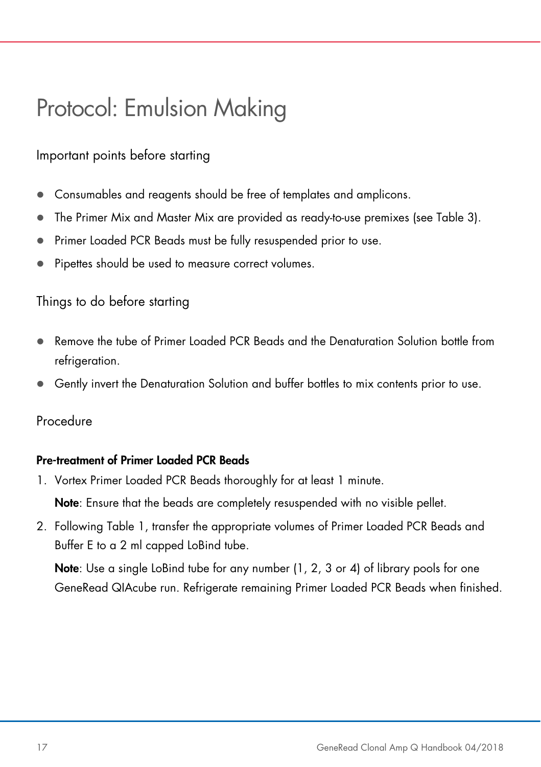# Protocol: Emulsion Making

## Important points before starting

- Consumables and reagents should be free of templates and amplicons.
- The Primer Mix and Master Mix are provided as ready-to-use premixes (see Table 3).
- Primer Loaded PCR Beads must be fully resuspended prior to use.
- Pipettes should be used to measure correct volumes.

## Things to do before starting

- Remove the tube of Primer Loaded PCR Beads and the Denaturation Solution bottle from refrigeration.
- Gently invert the Denaturation Solution and buffer bottles to mix contents prior to use.

## Procedure

**Pre-treatment of Primer Loaded PCR Beads**

1. Vortex Primer Loaded PCR Beads thoroughly for at least 1 minute.

   **Note**: Ensure that the beads are completely resuspended with no visible pellet.

2. Following Table 1, transfer the appropriate volumes of Primer Loaded PCR Beads and Buffer E to a 2 ml capped LoBind tube.

   **Note**: Use a single LoBind tube for any number (1, 2, 3 or 4) of library pools for one GeneRead QIAcube run. Refrigerate remaining Primer Loaded PCR Beads when finished.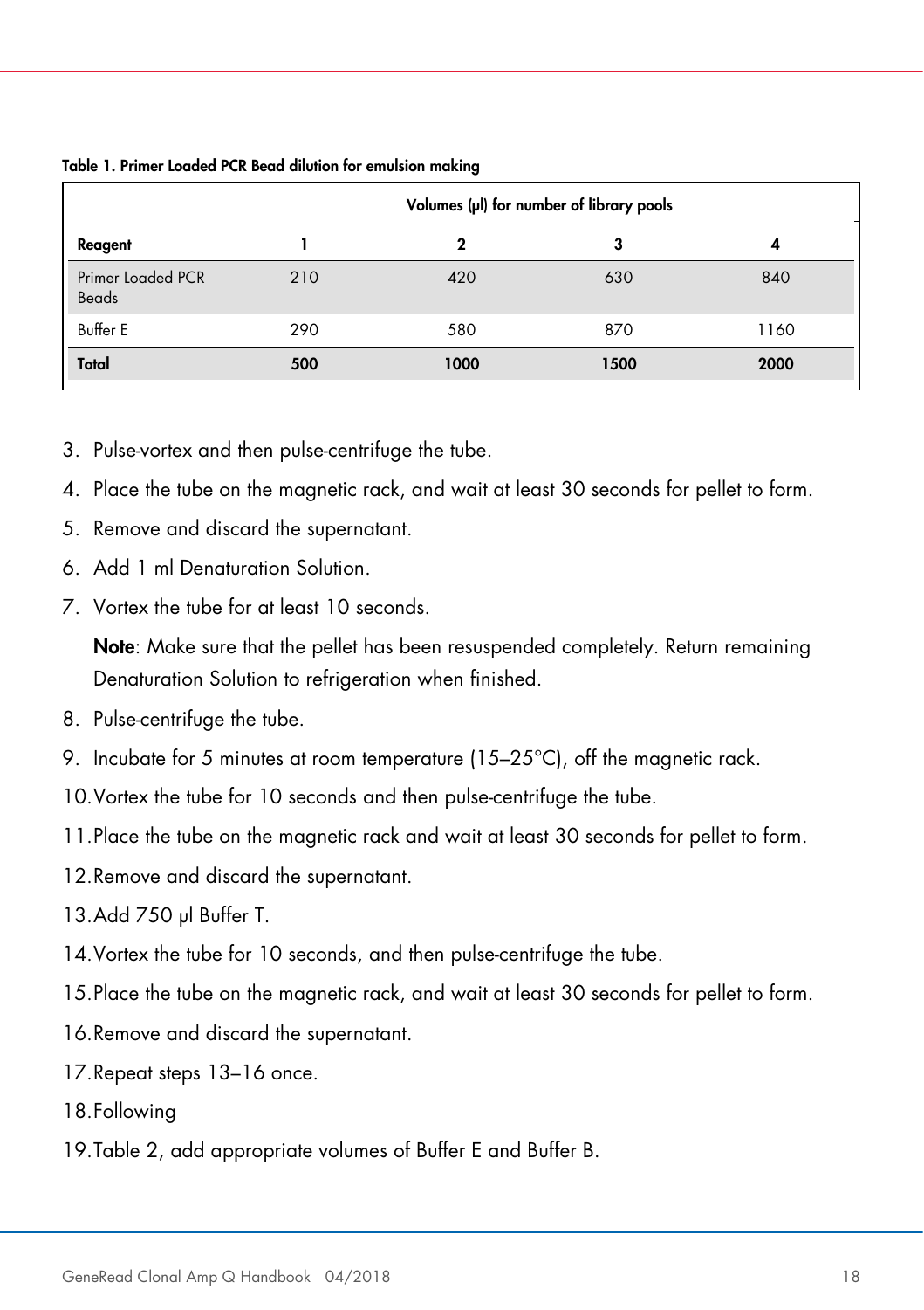**Table 1. Primer Loaded PCR Bead dilution for emulsion making**

| | Volumes (µl) for number of library pools | | | |
|---|---|---|---|---|
| **Reagent** | **1** | **2** | **3** | **4** |
| Primer Loaded PCR Beads | 210 | 420 | 630 | 840 |
| Buffer E | 290 | 580 | 870 | 1160 |
| **Total** | **500** | **1000** | **1500** | **2000** |

3. Pulse-vortex and then pulse-centrifuge the tube.
4. Place the tube on the magnetic rack, and wait at least 30 seconds for pellet to form.
5. Remove and discard the supernatant.
6. Add 1 ml Denaturation Solution.
7. Vortex the tube for at least 10 seconds.

   **Note**: Make sure that the pellet has been resuspended completely. Return remaining Denaturation Solution to refrigeration when finished.
8. Pulse-centrifuge the tube.
9. Incubate for 5 minutes at room temperature (15–25°C), off the magnetic rack.
10. Vortex the tube for 10 seconds and then pulse-centrifuge the tube.
11. Place the tube on the magnetic rack and wait at least 30 seconds for pellet to form.
12. Remove and discard the supernatant.
13. Add 750 µl Buffer T.
14. Vortex the tube for 10 seconds, and then pulse-centrifuge the tube.
15. Place the tube on the magnetic rack, and wait at least 30 seconds for pellet to form.
16. Remove and discard the supernatant.
17. Repeat steps 13–16 once.
18. Following
19. Table 2, add appropriate volumes of Buffer E and Buffer B.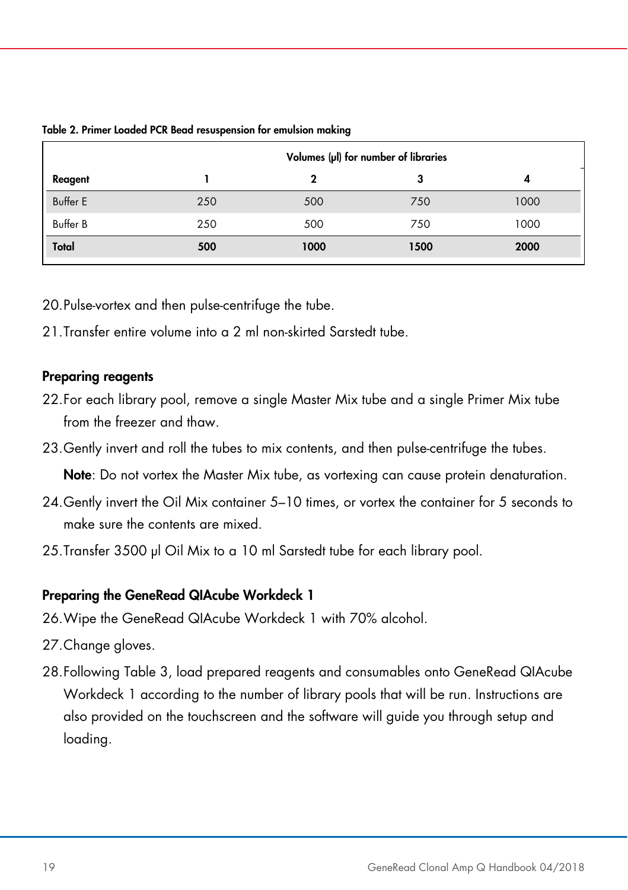**Table 2. Primer Loaded PCR Bead resuspension for emulsion making**

| | Volumes (µl) for number of libraries | | | |
|---|---|---|---|---|
| **Reagent** | **1** | **2** | **3** | **4** |
| Buffer E | 250 | 500 | 750 | 1000 |
| Buffer B | 250 | 500 | 750 | 1000 |
| **Total** | **500** | **1000** | **1500** | **2000** |

20. Pulse-vortex and then pulse-centrifuge the tube.
21. Transfer entire volume into a 2 ml non-skirted Sarstedt tube.

### Preparing reagents

22. For each library pool, remove a single Master Mix tube and a single Primer Mix tube from the freezer and thaw.
23. Gently invert and roll the tubes to mix contents, and then pulse-centrifuge the tubes.

    **Note**: Do not vortex the Master Mix tube, as vortexing can cause protein denaturation.
24. Gently invert the Oil Mix container 5–10 times, or vortex the container for 5 seconds to make sure the contents are mixed.
25. Transfer 3500 µl Oil Mix to a 10 ml Sarstedt tube for each library pool.

### Preparing the GeneRead QIAcube Workdeck 1

26. Wipe the GeneRead QIAcube Workdeck 1 with 70% alcohol.
27. Change gloves.
28. Following Table 3, load prepared reagents and consumables onto GeneRead QIAcube Workdeck 1 according to the number of library pools that will be run. Instructions are also provided on the touchscreen and the software will guide you through setup and loading.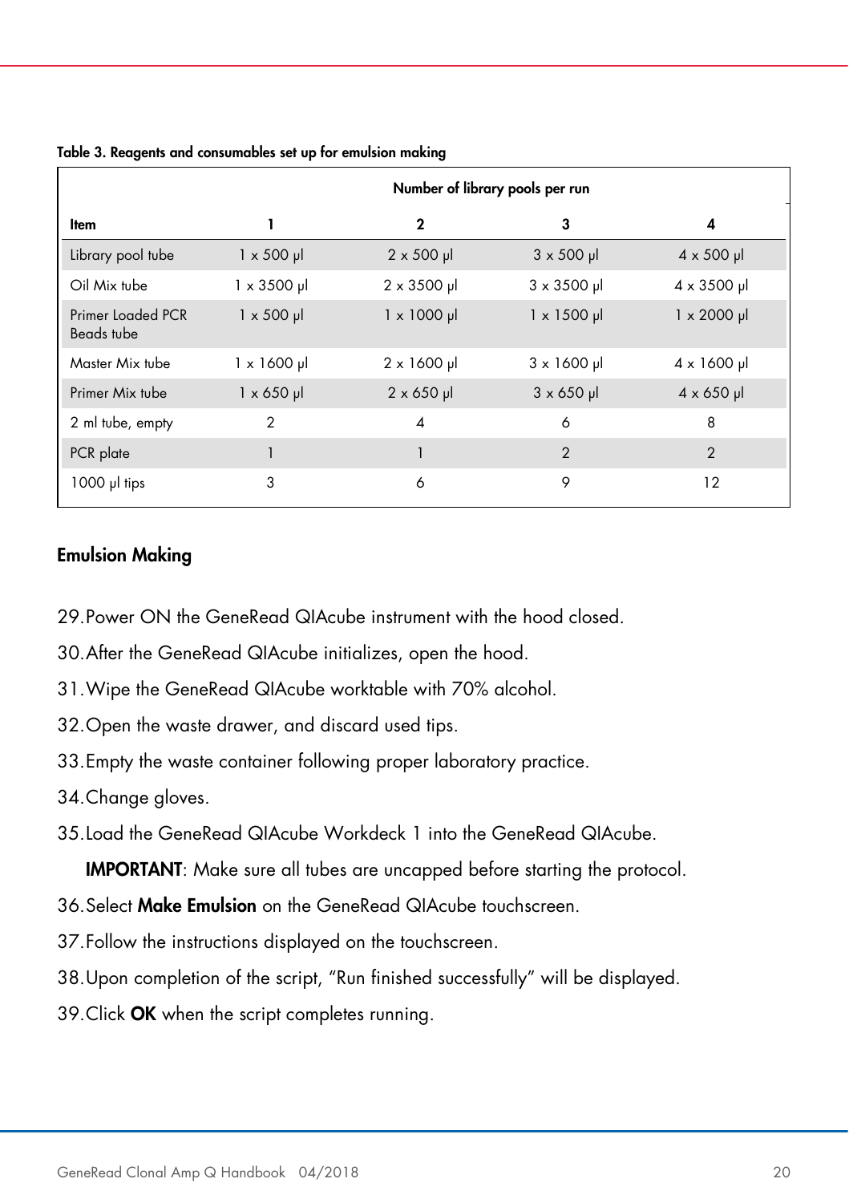**Table 3. Reagents and consumables set up for emulsion making**

| | Number of library pools per run | | | |
|---|---|---|---|---|
| **Item** | **1** | **2** | **3** | **4** |
| Library pool tube | 1 x 500 µl | 2 x 500 µl | 3 x 500 µl | 4 x 500 µl |
| Oil Mix tube | 1 x 3500 µl | 2 x 3500 µl | 3 x 3500 µl | 4 x 3500 µl |
| Primer Loaded PCR Beads tube | 1 x 500 µl | 1 x 1000 µl | 1 x 1500 µl | 1 x 2000 µl |
| Master Mix tube | 1 x 1600 µl | 2 x 1600 µl | 3 x 1600 µl | 4 x 1600 µl |
| Primer Mix tube | 1 x 650 µl | 2 x 650 µl | 3 x 650 µl | 4 x 650 µl |
| 2 ml tube, empty | 2 | 4 | 6 | 8 |
| PCR plate | 1 | 1 | 2 | 2 |
| 1000 µl tips | 3 | 6 | 9 | 12 |

## Emulsion Making

29. Power ON the GeneRead QIAcube instrument with the hood closed.
30. After the GeneRead QIAcube initializes, open the hood.
31. Wipe the GeneRead QIAcube worktable with 70% alcohol.
32. Open the waste drawer, and discard used tips.
33. Empty the waste container following proper laboratory practice.
34. Change gloves.
35. Load the GeneRead QIAcube Workdeck 1 into the GeneRead QIAcube.

    **IMPORTANT**: Make sure all tubes are uncapped before starting the protocol.
36. Select **Make Emulsion** on the GeneRead QIAcube touchscreen.
37. Follow the instructions displayed on the touchscreen.
38. Upon completion of the script, “Run finished successfully” will be displayed.
39. Click **OK** when the script completes running.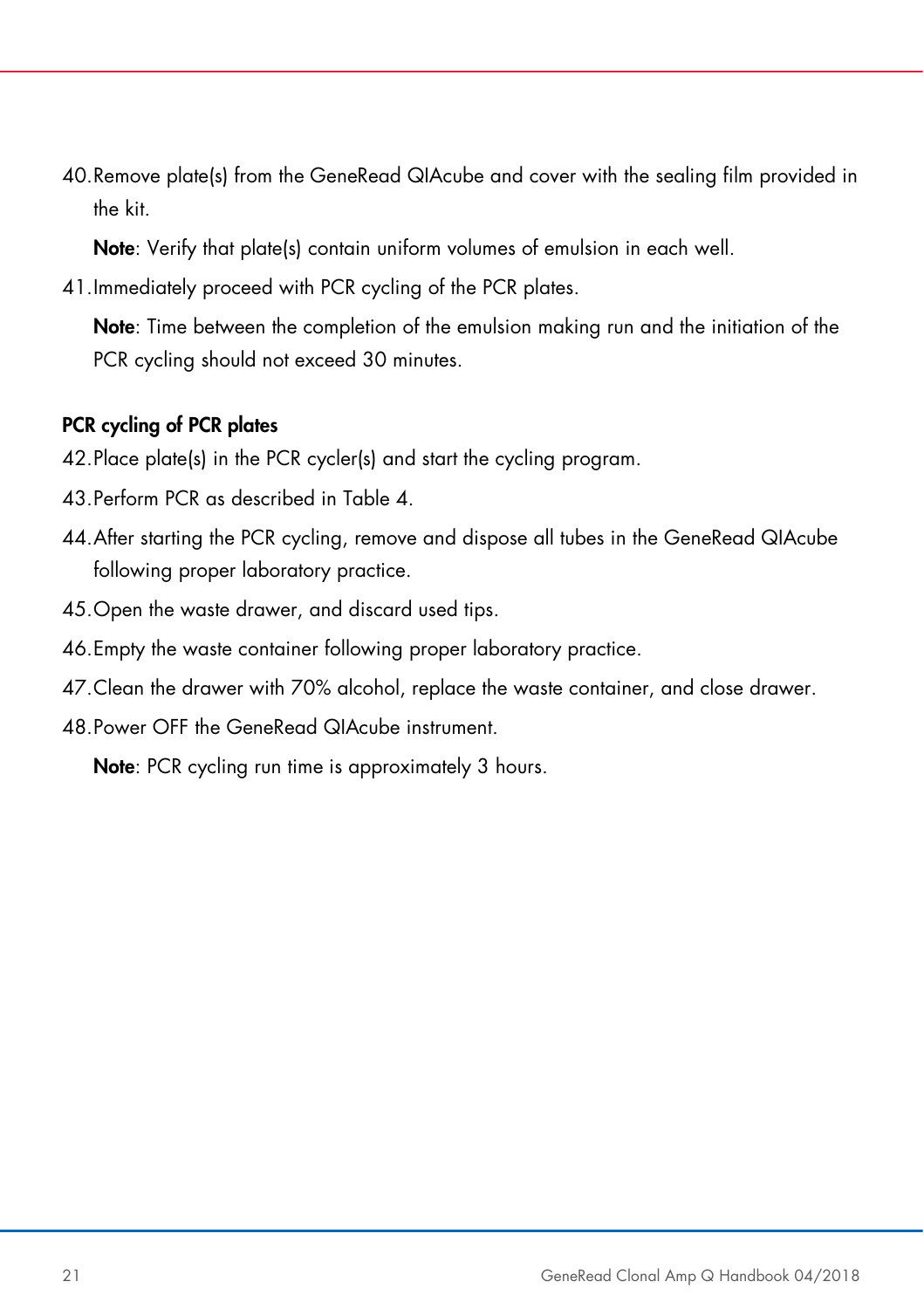40. Remove plate(s) from the GeneRead QIAcube and cover with the sealing film provided in the kit.

    **Note**: Verify that plate(s) contain uniform volumes of emulsion in each well.

41. Immediately proceed with PCR cycling of the PCR plates.

    **Note**: Time between the completion of the emulsion making run and the initiation of the PCR cycling should not exceed 30 minutes.

**PCR cycling of PCR plates**

42. Place plate(s) in the PCR cycler(s) and start the cycling program.
43. Perform PCR as described in Table 4.
44. After starting the PCR cycling, remove and dispose all tubes in the GeneRead QIAcube following proper laboratory practice.
45. Open the waste drawer, and discard used tips.
46. Empty the waste container following proper laboratory practice.
47. Clean the drawer with 70% alcohol, replace the waste container, and close drawer.
48. Power OFF the GeneRead QIAcube instrument.

    **Note**: PCR cycling run time is approximately 3 hours.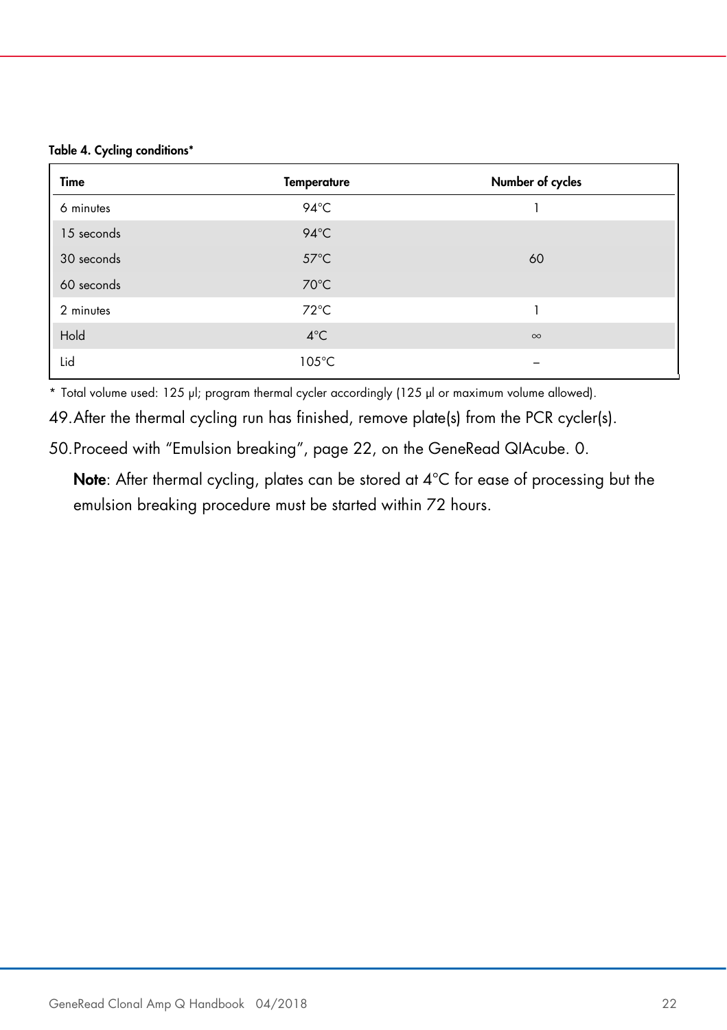**Table 4. Cycling conditions***

| Time | Temperature | Number of cycles |
|---|---|---|
| 6 minutes | 94°C | 1 |
| 15 seconds | 94°C | |
| 30 seconds | 57°C | 60 |
| 60 seconds | 70°C | |
| 2 minutes | 72°C | 1 |
| Hold | 4°C | ∞ |
| Lid | 105°C | – |

\* Total volume used: 125 µl; program thermal cycler accordingly (125 µl or maximum volume allowed).

49. After the thermal cycling run has finished, remove plate(s) from the PCR cycler(s).

50. Proceed with "Emulsion breaking", page 22, on the GeneRead QIAcube. 0.

    **Note**: After thermal cycling, plates can be stored at 4°C for ease of processing but the emulsion breaking procedure must be started within 72 hours.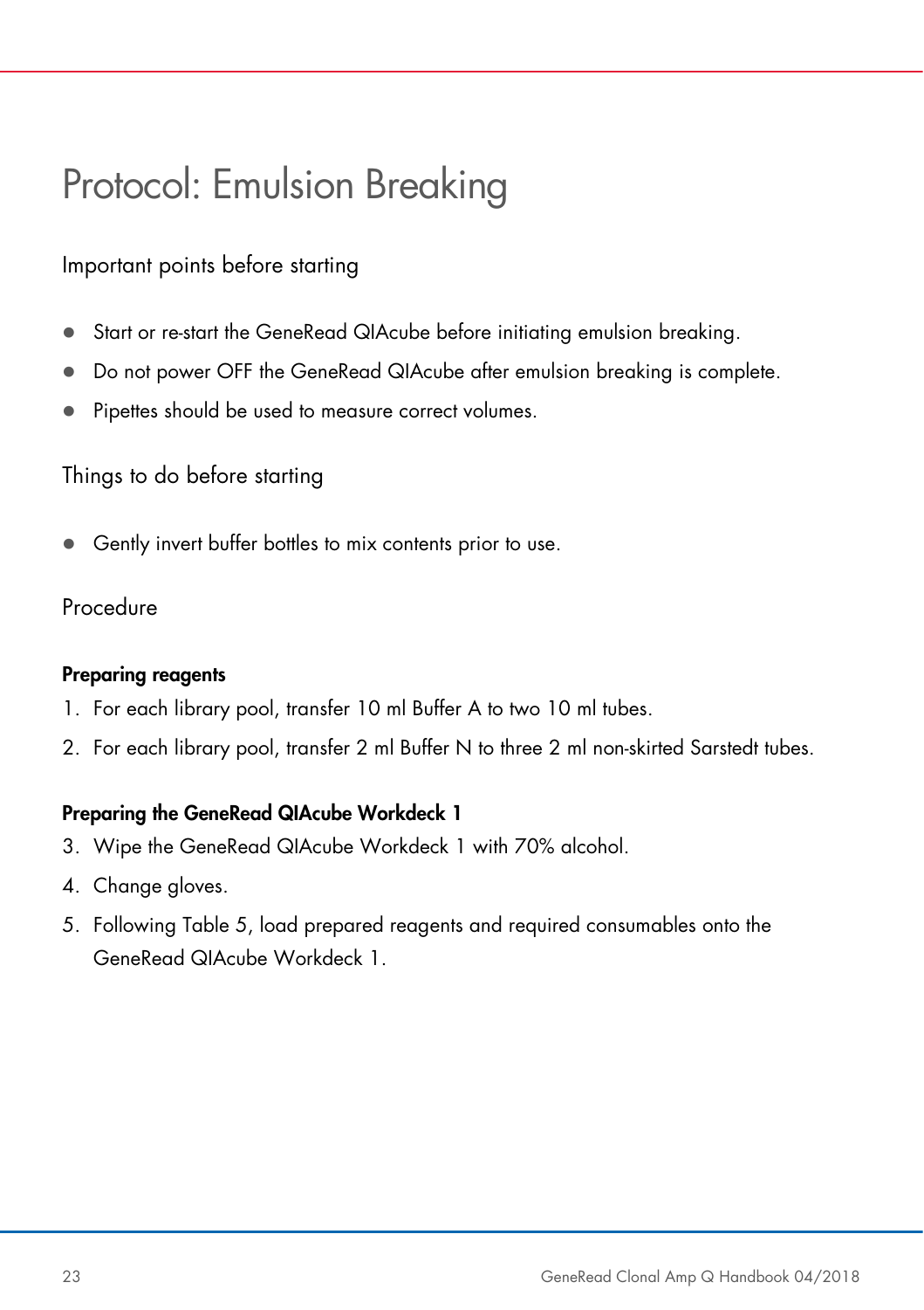# Protocol: Emulsion Breaking

## Important points before starting

- Start or re-start the GeneRead QIAcube before initiating emulsion breaking.
- Do not power OFF the GeneRead QIAcube after emulsion breaking is complete.
- Pipettes should be used to measure correct volumes.

## Things to do before starting

- Gently invert buffer bottles to mix contents prior to use.

## Procedure

**Preparing reagents**

1. For each library pool, transfer 10 ml Buffer A to two 10 ml tubes.
2. For each library pool, transfer 2 ml Buffer N to three 2 ml non-skirted Sarstedt tubes.

**Preparing the GeneRead QIAcube Workdeck 1**

3. Wipe the GeneRead QIAcube Workdeck 1 with 70% alcohol.
4. Change gloves.
5. Following Table 5, load prepared reagents and required consumables onto the GeneRead QIAcube Workdeck 1.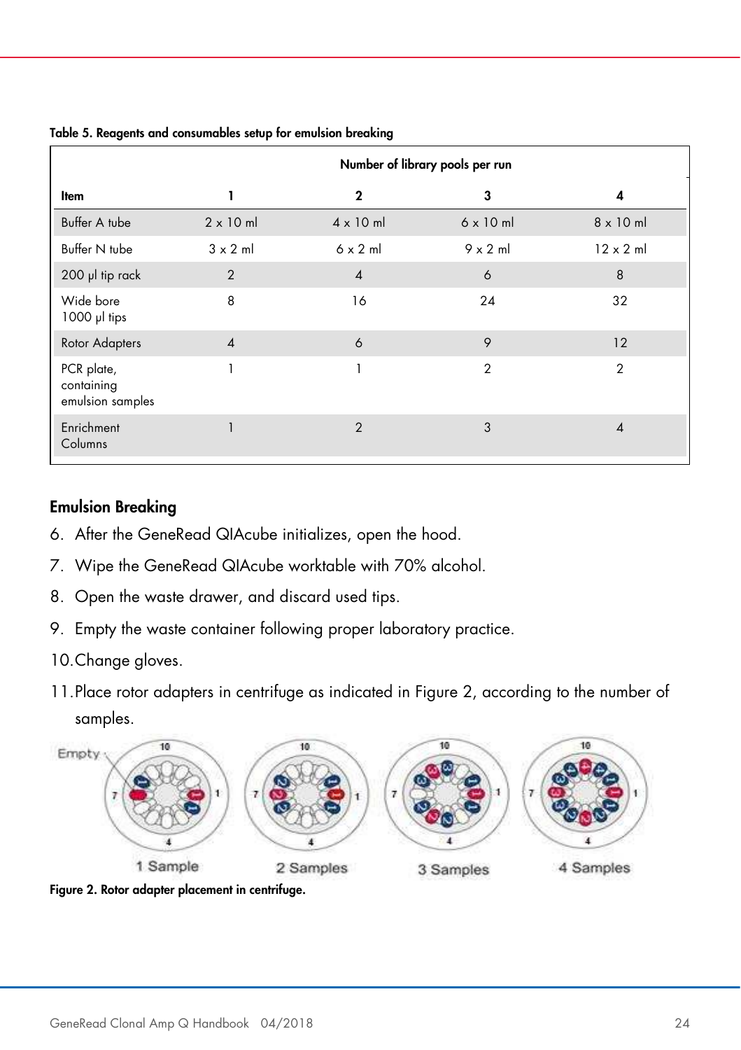**Table 5. Reagents and consumables setup for emulsion breaking**

| | Number of library pools per run | | | |
|---|---|---|---|---|
| **Item** | **1** | **2** | **3** | **4** |
| Buffer A tube | 2 x 10 ml | 4 x 10 ml | 6 x 10 ml | 8 x 10 ml |
| Buffer N tube | 3 x 2 ml | 6 x 2 ml | 9 x 2 ml | 12 x 2 ml |
| 200 µl tip rack | 2 | 4 | 6 | 8 |
| Wide bore 1000 µl tips | 8 | 16 | 24 | 32 |
| Rotor Adapters | 4 | 6 | 9 | 12 |
| PCR plate, containing emulsion samples | 1 | 1 | 2 | 2 |
| Enrichment Columns | 1 | 2 | 3 | 4 |

## Emulsion Breaking

6. After the GeneRead QIAcube initializes, open the hood.
7. Wipe the GeneRead QIAcube worktable with 70% alcohol.
8. Open the waste drawer, and discard used tips.
9. Empty the waste container following proper laboratory practice.
10. Change gloves.
11. Place rotor adapters in centrifuge as indicated in Figure 2, according to the number of samples.

**Figure 2. Rotor adapter placement in centrifuge.**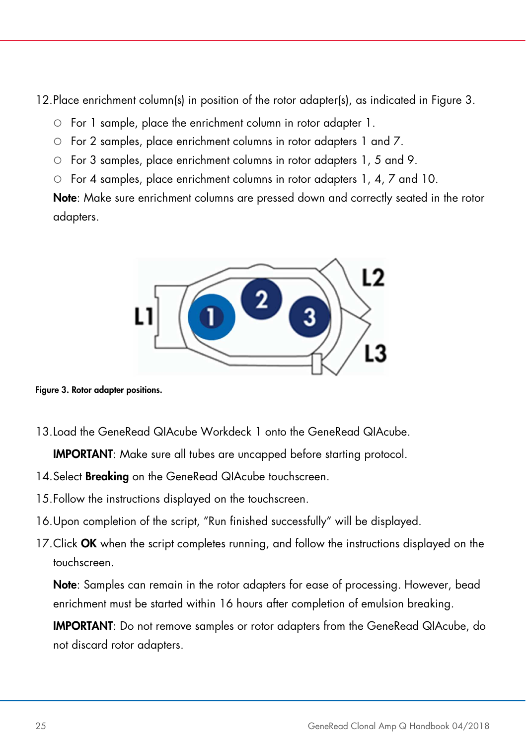12. Place enrichment column(s) in position of the rotor adapter(s), as indicated in Figure 3.
    - For 1 sample, place the enrichment column in rotor adapter 1.
    - For 2 samples, place enrichment columns in rotor adapters 1 and 7.
    - For 3 samples, place enrichment columns in rotor adapters 1, 5 and 9.
    - For 4 samples, place enrichment columns in rotor adapters 1, 4, 7 and 10.

    **Note**: Make sure enrichment columns are pressed down and correctly seated in the rotor adapters.

**Figure 3. Rotor adapter positions.**

13. Load the GeneRead QIAcube Workdeck 1 onto the GeneRead QIAcube.

    **IMPORTANT**: Make sure all tubes are uncapped before starting protocol.

14. Select **Breaking** on the GeneRead QIAcube touchscreen.
15. Follow the instructions displayed on the touchscreen.
16. Upon completion of the script, "Run finished successfully" will be displayed.
17. Click **OK** when the script completes running, and follow the instructions displayed on the touchscreen.

    **Note**: Samples can remain in the rotor adapters for ease of processing. However, bead enrichment must be started within 16 hours after completion of emulsion breaking.

    **IMPORTANT**: Do not remove samples or rotor adapters from the GeneRead QIAcube, do not discard rotor adapters.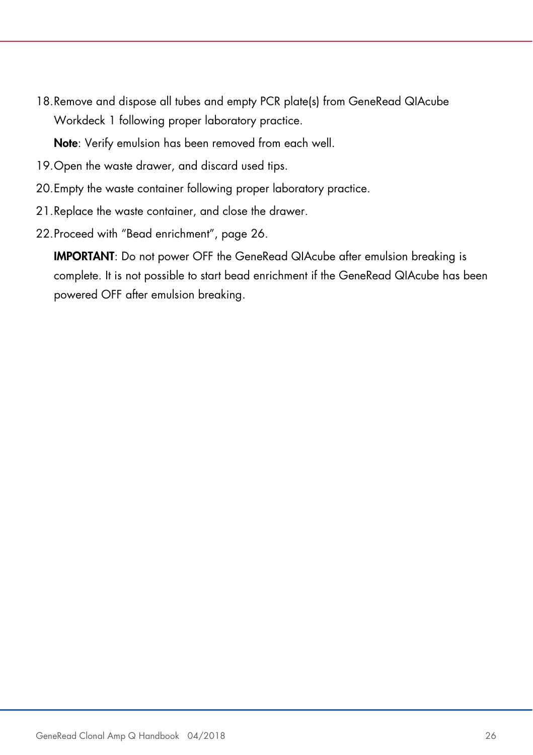18. Remove and dispose all tubes and empty PCR plate(s) from GeneRead QIAcube Workdeck 1 following proper laboratory practice.

    **Note**: Verify emulsion has been removed from each well.

19. Open the waste drawer, and discard used tips.
20. Empty the waste container following proper laboratory practice.
21. Replace the waste container, and close the drawer.
22. Proceed with "Bead enrichment", page 26.

    **IMPORTANT**: Do not power OFF the GeneRead QIAcube after emulsion breaking is complete. It is not possible to start bead enrichment if the GeneRead QIAcube has been powered OFF after emulsion breaking.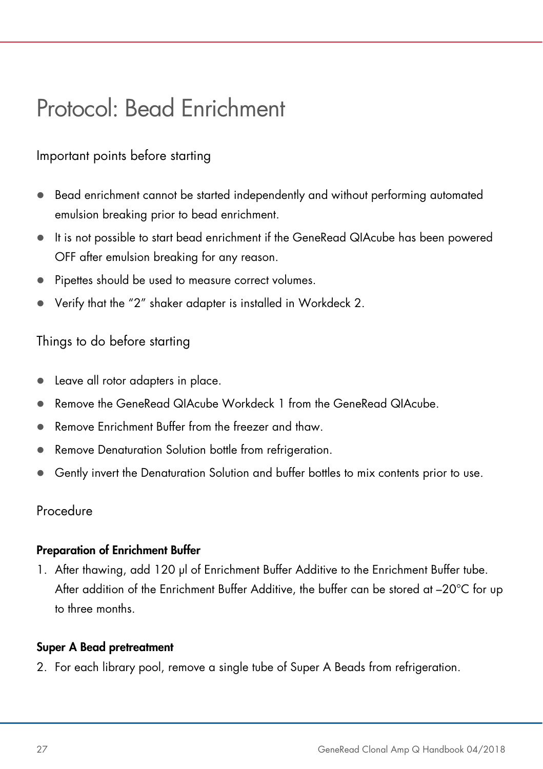# Protocol: Bead Enrichment

## Important points before starting

- Bead enrichment cannot be started independently and without performing automated emulsion breaking prior to bead enrichment.
- It is not possible to start bead enrichment if the GeneRead QIAcube has been powered OFF after emulsion breaking for any reason.
- Pipettes should be used to measure correct volumes.
- Verify that the "2" shaker adapter is installed in Workdeck 2.

## Things to do before starting

- Leave all rotor adapters in place.
- Remove the GeneRead QIAcube Workdeck 1 from the GeneRead QIAcube.
- Remove Enrichment Buffer from the freezer and thaw.
- Remove Denaturation Solution bottle from refrigeration.
- Gently invert the Denaturation Solution and buffer bottles to mix contents prior to use.

## Procedure

**Preparation of Enrichment Buffer**

1. After thawing, add 120 µl of Enrichment Buffer Additive to the Enrichment Buffer tube. After addition of the Enrichment Buffer Additive, the buffer can be stored at –20°C for up to three months.

**Super A Bead pretreatment**

2. For each library pool, remove a single tube of Super A Beads from refrigeration.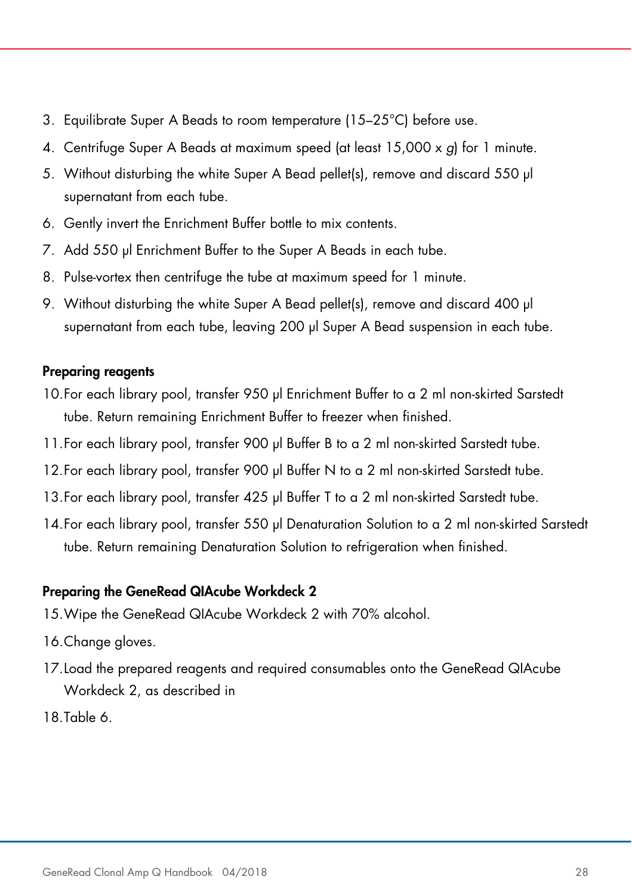3. Equilibrate Super A Beads to room temperature (15–25°C) before use.
4. Centrifuge Super A Beads at maximum speed (at least 15,000 x *g*) for 1 minute.
5. Without disturbing the white Super A Bead pellet(s), remove and discard 550 µl supernatant from each tube.
6. Gently invert the Enrichment Buffer bottle to mix contents.
7. Add 550 µl Enrichment Buffer to the Super A Beads in each tube.
8. Pulse-vortex then centrifuge the tube at maximum speed for 1 minute.
9. Without disturbing the white Super A Bead pellet(s), remove and discard 400 µl supernatant from each tube, leaving 200 µl Super A Bead suspension in each tube.

**Preparing reagents**

10. For each library pool, transfer 950 µl Enrichment Buffer to a 2 ml non-skirted Sarstedt tube. Return remaining Enrichment Buffer to freezer when finished.
11. For each library pool, transfer 900 µl Buffer B to a 2 ml non-skirted Sarstedt tube.
12. For each library pool, transfer 900 µl Buffer N to a 2 ml non-skirted Sarstedt tube.
13. For each library pool, transfer 425 µl Buffer T to a 2 ml non-skirted Sarstedt tube.
14. For each library pool, transfer 550 µl Denaturation Solution to a 2 ml non-skirted Sarstedt tube. Return remaining Denaturation Solution to refrigeration when finished.

**Preparing the GeneRead QIAcube Workdeck 2**

15. Wipe the GeneRead QIAcube Workdeck 2 with 70% alcohol.
16. Change gloves.
17. Load the prepared reagents and required consumables onto the GeneRead QIAcube Workdeck 2, as described in
18. Table 6.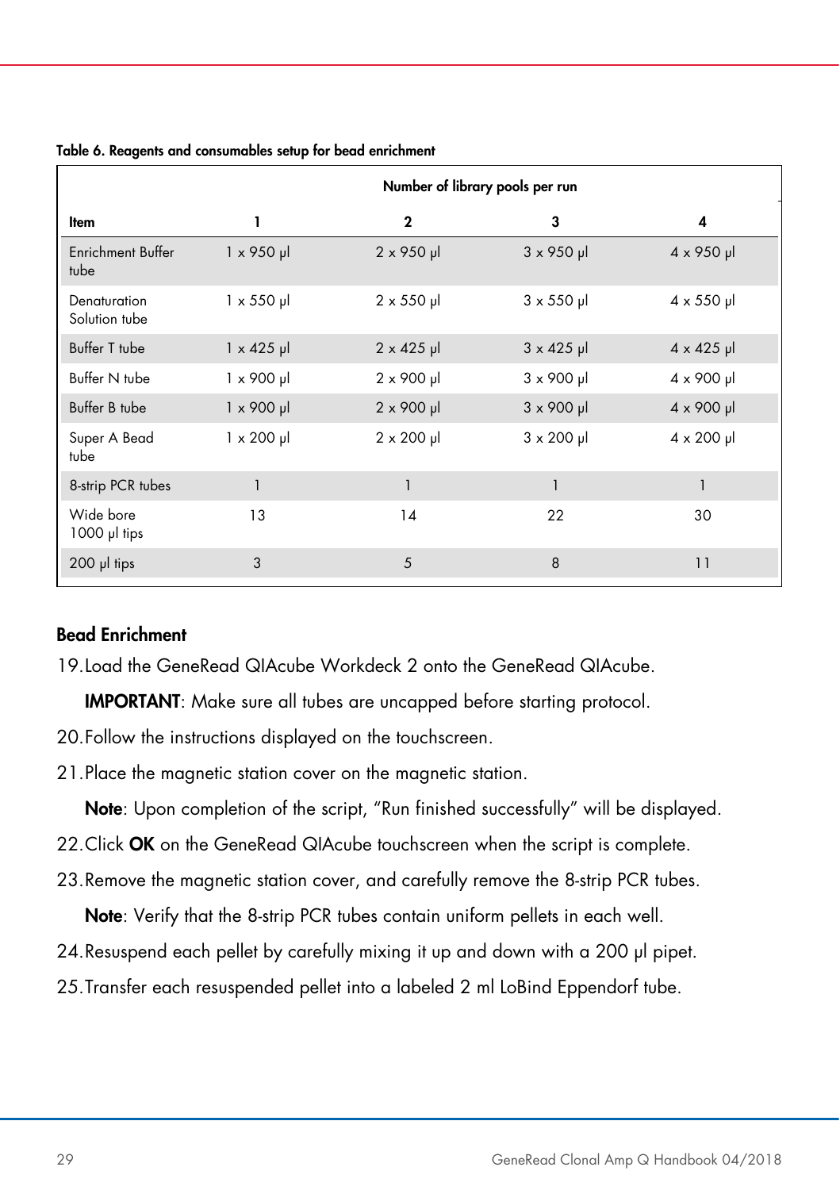**Table 6. Reagents and consumables setup for bead enrichment**

| | Number of library pools per run | | | |
|---|---|---|---|---|
| **Item** | **1** | **2** | **3** | **4** |
| Enrichment Buffer tube | 1 x 950 µl | 2 x 950 µl | 3 x 950 µl | 4 x 950 µl |
| Denaturation Solution tube | 1 x 550 µl | 2 x 550 µl | 3 x 550 µl | 4 x 550 µl |
| Buffer T tube | 1 x 425 µl | 2 x 425 µl | 3 x 425 µl | 4 x 425 µl |
| Buffer N tube | 1 x 900 µl | 2 x 900 µl | 3 x 900 µl | 4 x 900 µl |
| Buffer B tube | 1 x 900 µl | 2 x 900 µl | 3 x 900 µl | 4 x 900 µl |
| Super A Bead tube | 1 x 200 µl | 2 x 200 µl | 3 x 200 µl | 4 x 200 µl |
| 8-strip PCR tubes | 1 | 1 | 1 | 1 |
| Wide bore 1000 µl tips | 13 | 14 | 22 | 30 |
| 200 µl tips | 3 | 5 | 8 | 11 |

## Bead Enrichment

19. Load the GeneRead QIAcube Workdeck 2 onto the GeneRead QIAcube.

    **IMPORTANT**: Make sure all tubes are uncapped before starting protocol.

20. Follow the instructions displayed on the touchscreen.
21. Place the magnetic station cover on the magnetic station.

    **Note**: Upon completion of the script, "Run finished successfully" will be displayed.

22. Click **OK** on the GeneRead QIAcube touchscreen when the script is complete.
23. Remove the magnetic station cover, and carefully remove the 8-strip PCR tubes.

    **Note**: Verify that the 8-strip PCR tubes contain uniform pellets in each well.

24. Resuspend each pellet by carefully mixing it up and down with a 200 µl pipet.
25. Transfer each resuspended pellet into a labeled 2 ml LoBind Eppendorf tube.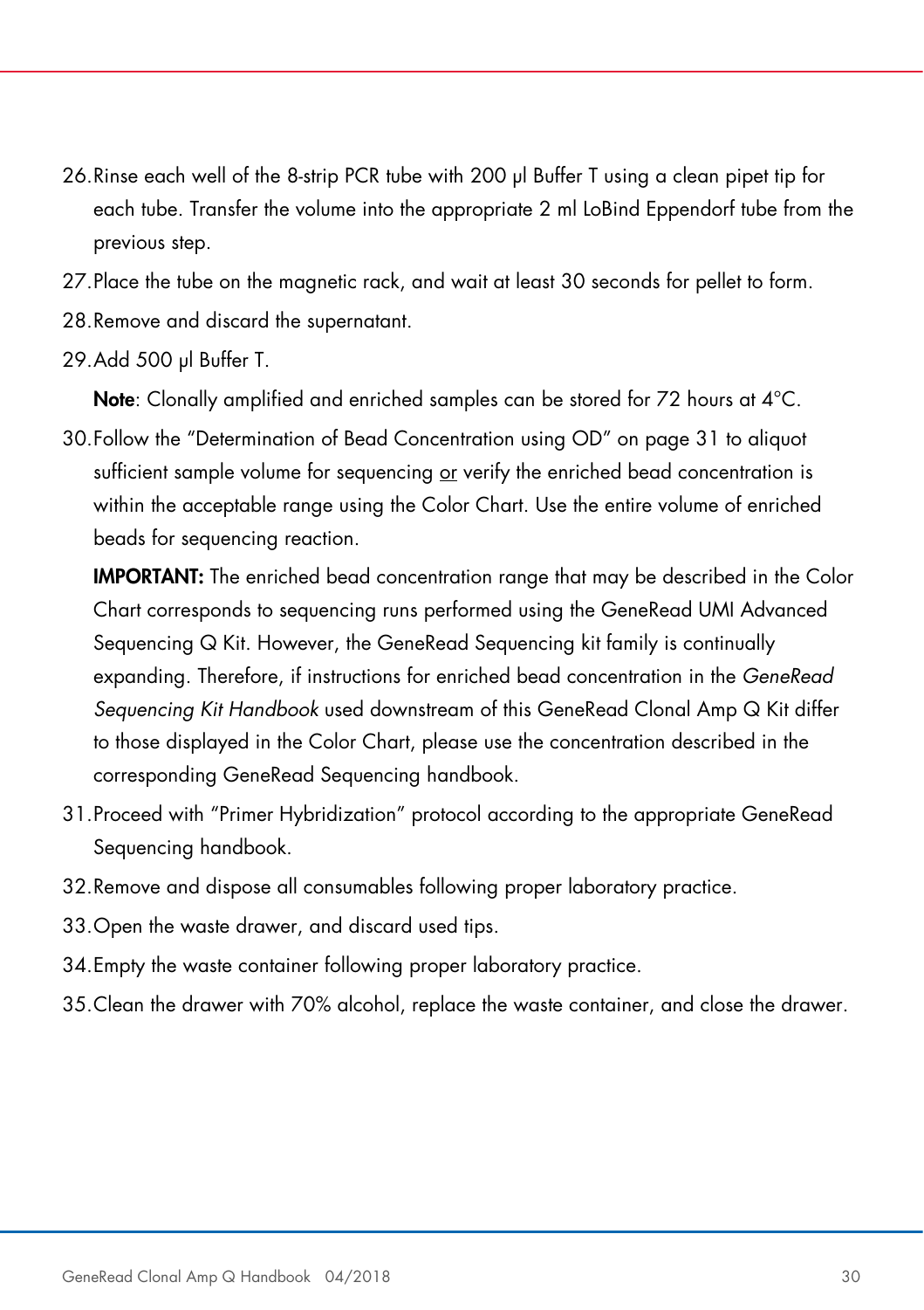26. Rinse each well of the 8-strip PCR tube with 200 µl Buffer T using a clean pipet tip for each tube. Transfer the volume into the appropriate 2 ml LoBind Eppendorf tube from the previous step.
27. Place the tube on the magnetic rack, and wait at least 30 seconds for pellet to form.
28. Remove and discard the supernatant.
29. Add 500 µl Buffer T.

    **Note**: Clonally amplified and enriched samples can be stored for 72 hours at 4°C.
30. Follow the "Determination of Bead Concentration using OD" on page 31 to aliquot sufficient sample volume for sequencing or verify the enriched bead concentration is within the acceptable range using the Color Chart. Use the entire volume of enriched beads for sequencing reaction.

    **IMPORTANT:** The enriched bead concentration range that may be described in the Color Chart corresponds to sequencing runs performed using the GeneRead UMI Advanced Sequencing Q Kit. However, the GeneRead Sequencing kit family is continually expanding. Therefore, if instructions for enriched bead concentration in the *GeneRead Sequencing Kit Handbook* used downstream of this GeneRead Clonal Amp Q Kit differ to those displayed in the Color Chart, please use the concentration described in the corresponding GeneRead Sequencing handbook.
31. Proceed with "Primer Hybridization" protocol according to the appropriate GeneRead Sequencing handbook.
32. Remove and dispose all consumables following proper laboratory practice.
33. Open the waste drawer, and discard used tips.
34. Empty the waste container following proper laboratory practice.
35. Clean the drawer with 70% alcohol, replace the waste container, and close the drawer.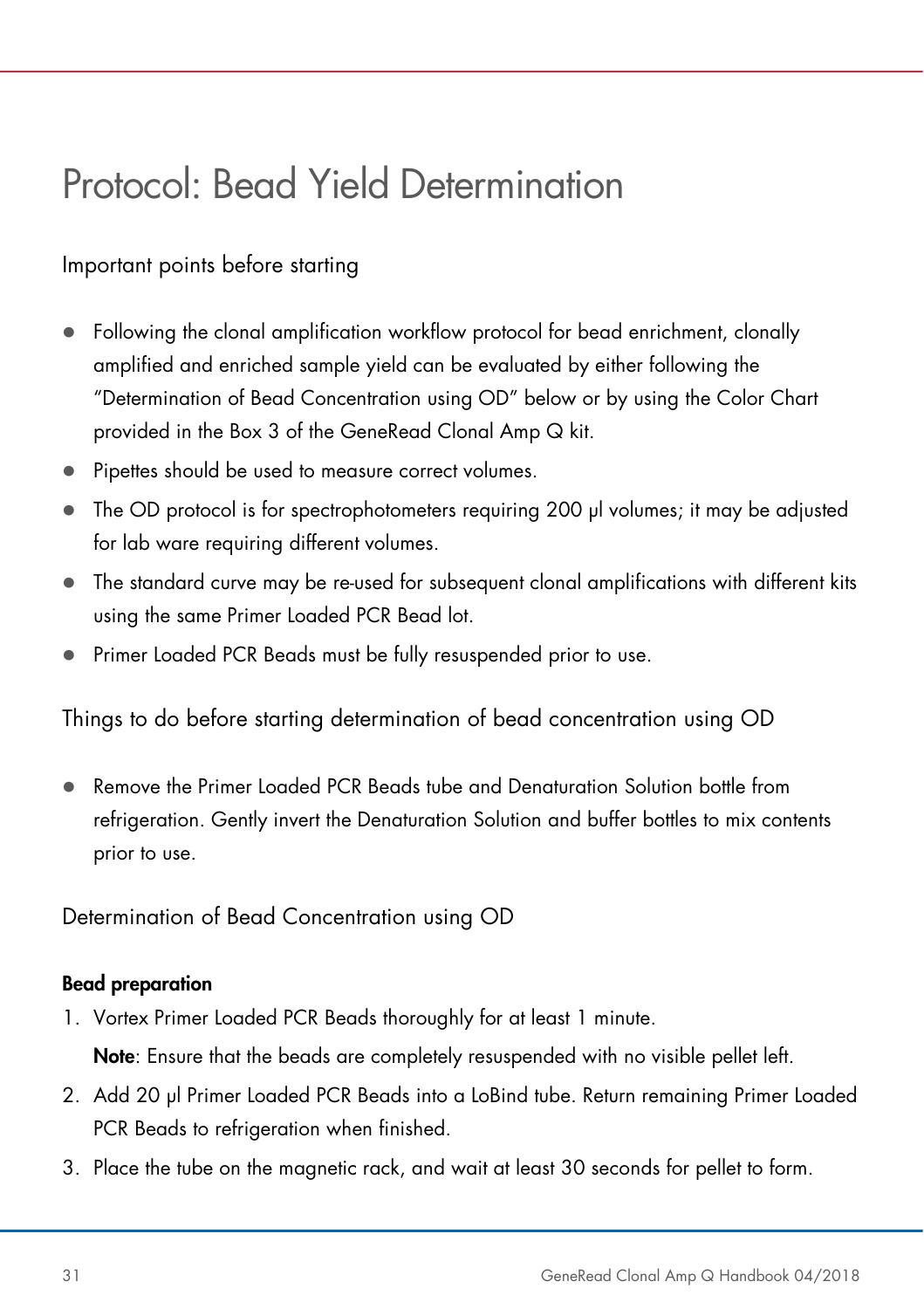# Protocol: Bead Yield Determination

## Important points before starting

- Following the clonal amplification workflow protocol for bead enrichment, clonally amplified and enriched sample yield can be evaluated by either following the "Determination of Bead Concentration using OD" below or by using the Color Chart provided in the Box 3 of the GeneRead Clonal Amp Q kit.
- Pipettes should be used to measure correct volumes.
- The OD protocol is for spectrophotometers requiring 200 µl volumes; it may be adjusted for lab ware requiring different volumes.
- The standard curve may be re-used for subsequent clonal amplifications with different kits using the same Primer Loaded PCR Bead lot.
- Primer Loaded PCR Beads must be fully resuspended prior to use.

## Things to do before starting determination of bead concentration using OD

- Remove the Primer Loaded PCR Beads tube and Denaturation Solution bottle from refrigeration. Gently invert the Denaturation Solution and buffer bottles to mix contents prior to use.

## Determination of Bead Concentration using OD

**Bead preparation**

1. Vortex Primer Loaded PCR Beads thoroughly for at least 1 minute.

   **Note**: Ensure that the beads are completely resuspended with no visible pellet left.

2. Add 20 µl Primer Loaded PCR Beads into a LoBind tube. Return remaining Primer Loaded PCR Beads to refrigeration when finished.
3. Place the tube on the magnetic rack, and wait at least 30 seconds for pellet to form.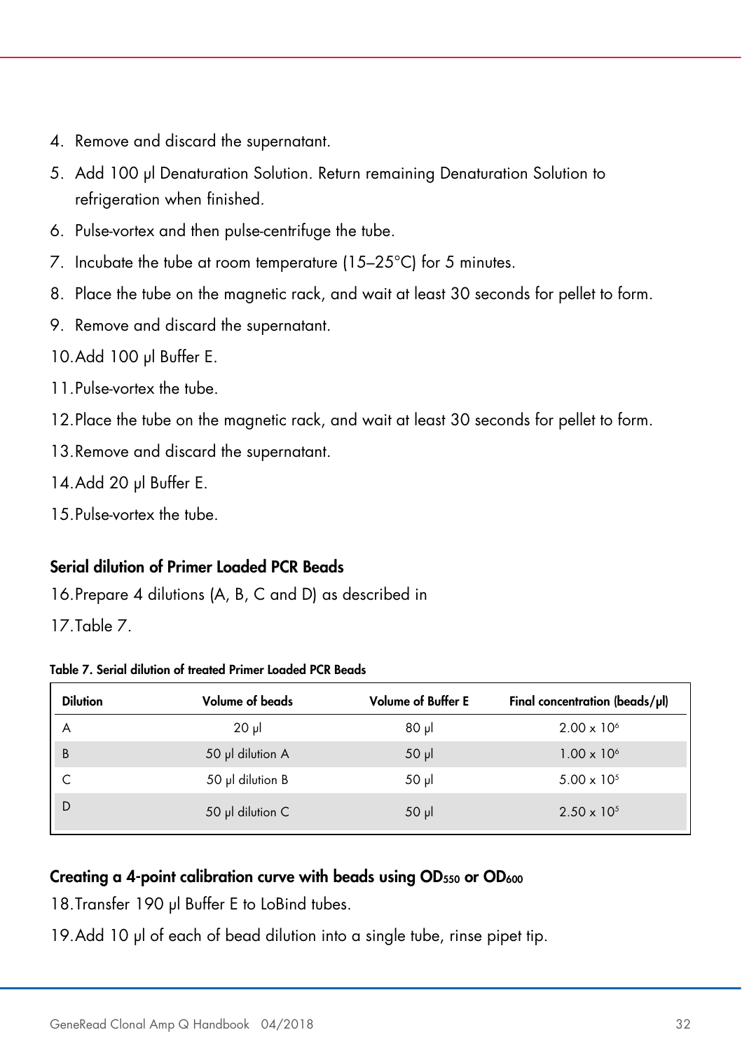4. Remove and discard the supernatant.
5. Add 100 µl Denaturation Solution. Return remaining Denaturation Solution to refrigeration when finished.
6. Pulse-vortex and then pulse-centrifuge the tube.
7. Incubate the tube at room temperature (15–25°C) for 5 minutes.
8. Place the tube on the magnetic rack, and wait at least 30 seconds for pellet to form.
9. Remove and discard the supernatant.
10. Add 100 µl Buffer E.
11. Pulse-vortex the tube.
12. Place the tube on the magnetic rack, and wait at least 30 seconds for pellet to form.
13. Remove and discard the supernatant.
14. Add 20 µl Buffer E.
15. Pulse-vortex the tube.

### Serial dilution of Primer Loaded PCR Beads

16. Prepare 4 dilutions (A, B, C and D) as described in
17. Table 7.

**Table 7. Serial dilution of treated Primer Loaded PCR Beads**

| Dilution | Volume of beads | Volume of Buffer E | Final concentration (beads/µl) |
|---|---|---|---|
| A | 20 µl | 80 µl | $2.00 \times 10^6$ |
| B | 50 µl dilution A | 50 µl | $1.00 \times 10^6$ |
| C | 50 µl dilution B | 50 µl | $5.00 \times 10^5$ |
| D | 50 µl dilution C | 50 µl | $2.50 \times 10^5$ |

### Creating a 4-point calibration curve with beads using $OD_{550}$ or $OD_{600}$

18. Transfer 190 µl Buffer E to LoBind tubes.
19. Add 10 µl of each of bead dilution into a single tube, rinse pipet tip.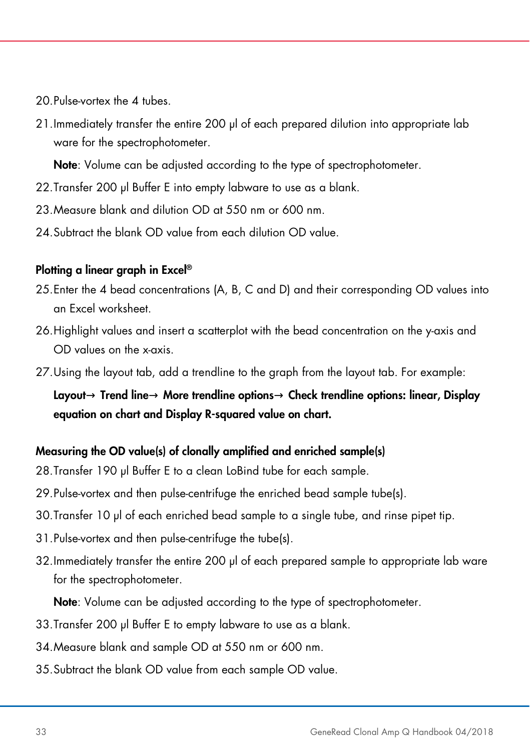20. Pulse-vortex the 4 tubes.
21. Immediately transfer the entire 200 µl of each prepared dilution into appropriate lab ware for the spectrophotometer.

    **Note**: Volume can be adjusted according to the type of spectrophotometer.
22. Transfer 200 µl Buffer E into empty labware to use as a blank.
23. Measure blank and dilution OD at 550 nm or 600 nm.
24. Subtract the blank OD value from each dilution OD value.

**Plotting a linear graph in Excel®**

25. Enter the 4 bead concentrations (A, B, C and D) and their corresponding OD values into an Excel worksheet.
26. Highlight values and insert a scatterplot with the bead concentration on the y-axis and OD values on the x-axis.
27. Using the layout tab, add a trendline to the graph from the layout tab. For example:

    **Layout→ Trend line→ More trendline options→ Check trendline options: linear, Display equation on chart and Display R-squared value on chart.**

**Measuring the OD value(s) of clonally amplified and enriched sample(s)**

28. Transfer 190 µl Buffer E to a clean LoBind tube for each sample.
29. Pulse-vortex and then pulse-centrifuge the enriched bead sample tube(s).
30. Transfer 10 µl of each enriched bead sample to a single tube, and rinse pipet tip.
31. Pulse-vortex and then pulse-centrifuge the tube(s).
32. Immediately transfer the entire 200 µl of each prepared sample to appropriate lab ware for the spectrophotometer.

    **Note**: Volume can be adjusted according to the type of spectrophotometer.
33. Transfer 200 µl Buffer E to empty labware to use as a blank.
34. Measure blank and sample OD at 550 nm or 600 nm.
35. Subtract the blank OD value from each sample OD value.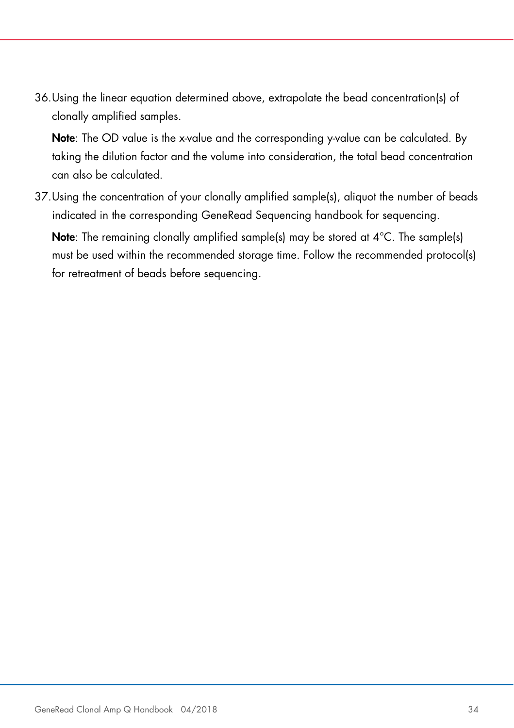36. Using the linear equation determined above, extrapolate the bead concentration(s) of clonally amplified samples.

    **Note**: The OD value is the x-value and the corresponding y-value can be calculated. By taking the dilution factor and the volume into consideration, the total bead concentration can also be calculated.

37. Using the concentration of your clonally amplified sample(s), aliquot the number of beads indicated in the corresponding GeneRead Sequencing handbook for sequencing.

    **Note**: The remaining clonally amplified sample(s) may be stored at 4°C. The sample(s) must be used within the recommended storage time. Follow the recommended protocol(s) for retreatment of beads before sequencing.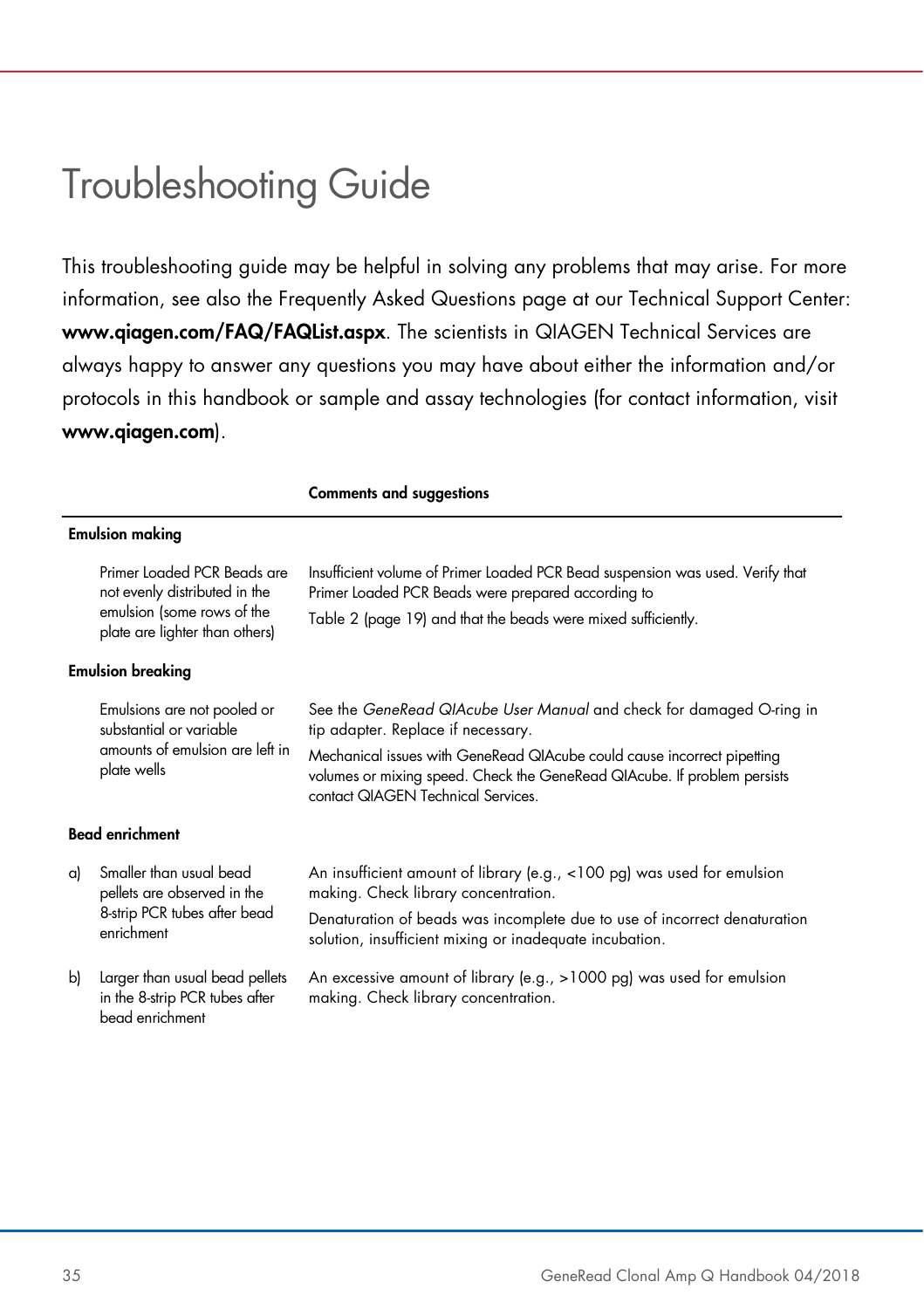# Troubleshooting Guide

This troubleshooting guide may be helpful in solving any problems that may arise. For more information, see also the Frequently Asked Questions page at our Technical Support Center: **www.qiagen.com/FAQ/FAQList.aspx**. The scientists in QIAGEN Technical Services are always happy to answer any questions you may have about either the information and/or protocols in this handbook or sample and assay technologies (for contact information, visit **www.qiagen.com**).

| | | Comments and suggestions |
|---|---|---|
| **Emulsion making** | | |
| | Primer Loaded PCR Beads are not evenly distributed in the emulsion (some rows of the plate are lighter than others) | Insufficient volume of Primer Loaded PCR Bead suspension was used. Verify that Primer Loaded PCR Beads were prepared according to Table 2 (page 19) and that the beads were mixed sufficiently. |
| **Emulsion breaking** | | |
| | Emulsions are not pooled or substantial or variable amounts of emulsion are left in plate wells | See the *GeneRead QIAcube User Manual* and check for damaged O-ring in tip adapter. Replace if necessary.<br>Mechanical issues with GeneRead QIAcube could cause incorrect pipetting volumes or mixing speed. Check the GeneRead QIAcube. If problem persists contact QIAGEN Technical Services. |
| **Bead enrichment** | | |
| a) | Smaller than usual bead pellets are observed in the 8-strip PCR tubes after bead enrichment | An insufficient amount of library (e.g., <100 pg) was used for emulsion making. Check library concentration.<br>Denaturation of beads was incomplete due to use of incorrect denaturation solution, insufficient mixing or inadequate incubation. |
| b) | Larger than usual bead pellets in the 8-strip PCR tubes after bead enrichment | An excessive amount of library (e.g., >1000 pg) was used for emulsion making. Check library concentration. |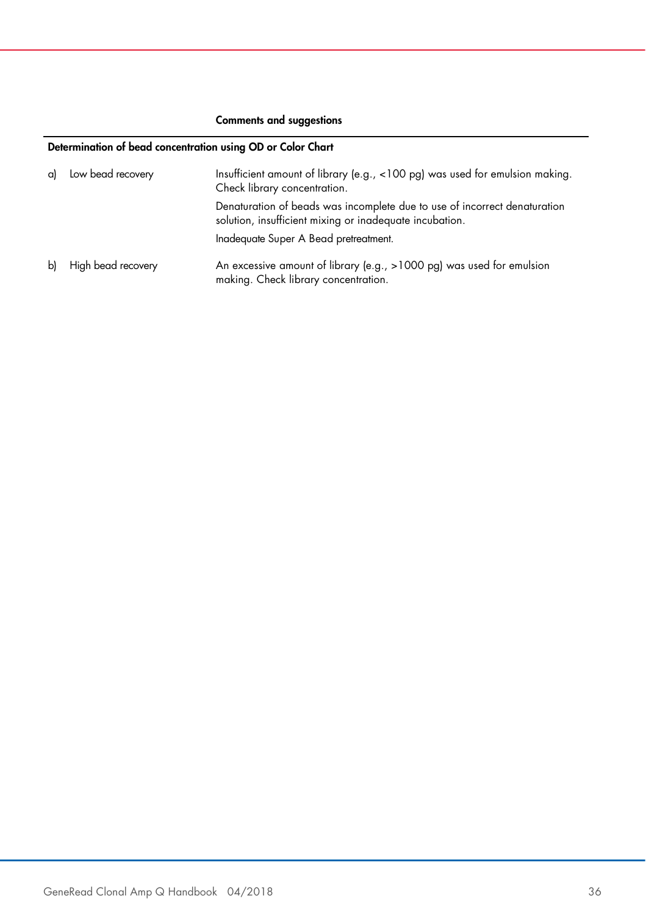| | Comments and suggestions |
|---|---|
| **Determination of bead concentration using OD or Color Chart** | |
| a) Low bead recovery | Insufficient amount of library (e.g., <100 pg) was used for emulsion making. Check library concentration.<br><br>Denaturation of beads was incomplete due to use of incorrect denaturation solution, insufficient mixing or inadequate incubation.<br><br>Inadequate Super A Bead pretreatment. |
| b) High bead recovery | An excessive amount of library (e.g., >1000 pg) was used for emulsion making. Check library concentration. |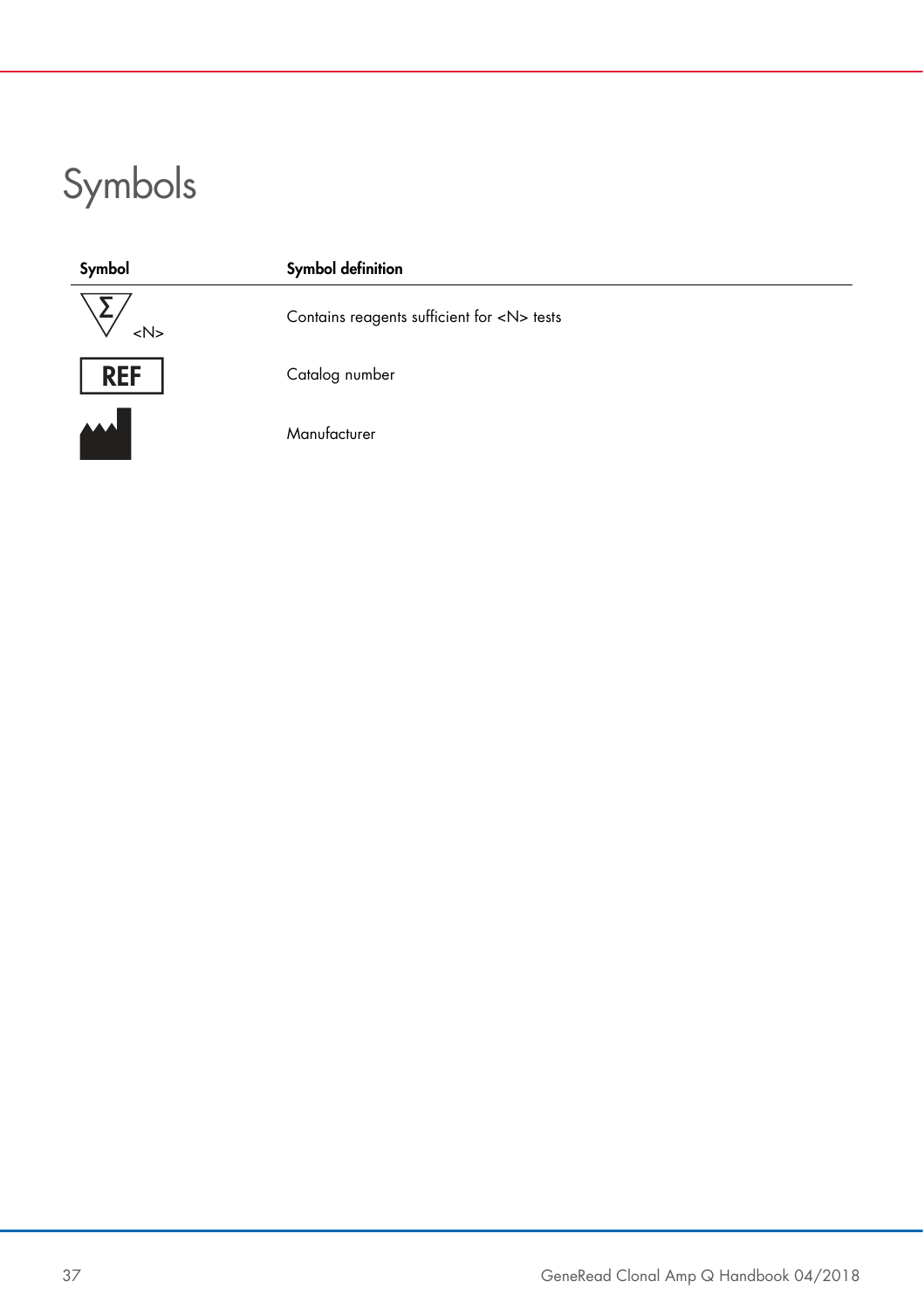# Symbols

| Symbol | Symbol definition |
| --- | --- |
| Σ <N> | Contains reagents sufficient for <N> tests |
| REF | Catalog number |
| | Manufacturer |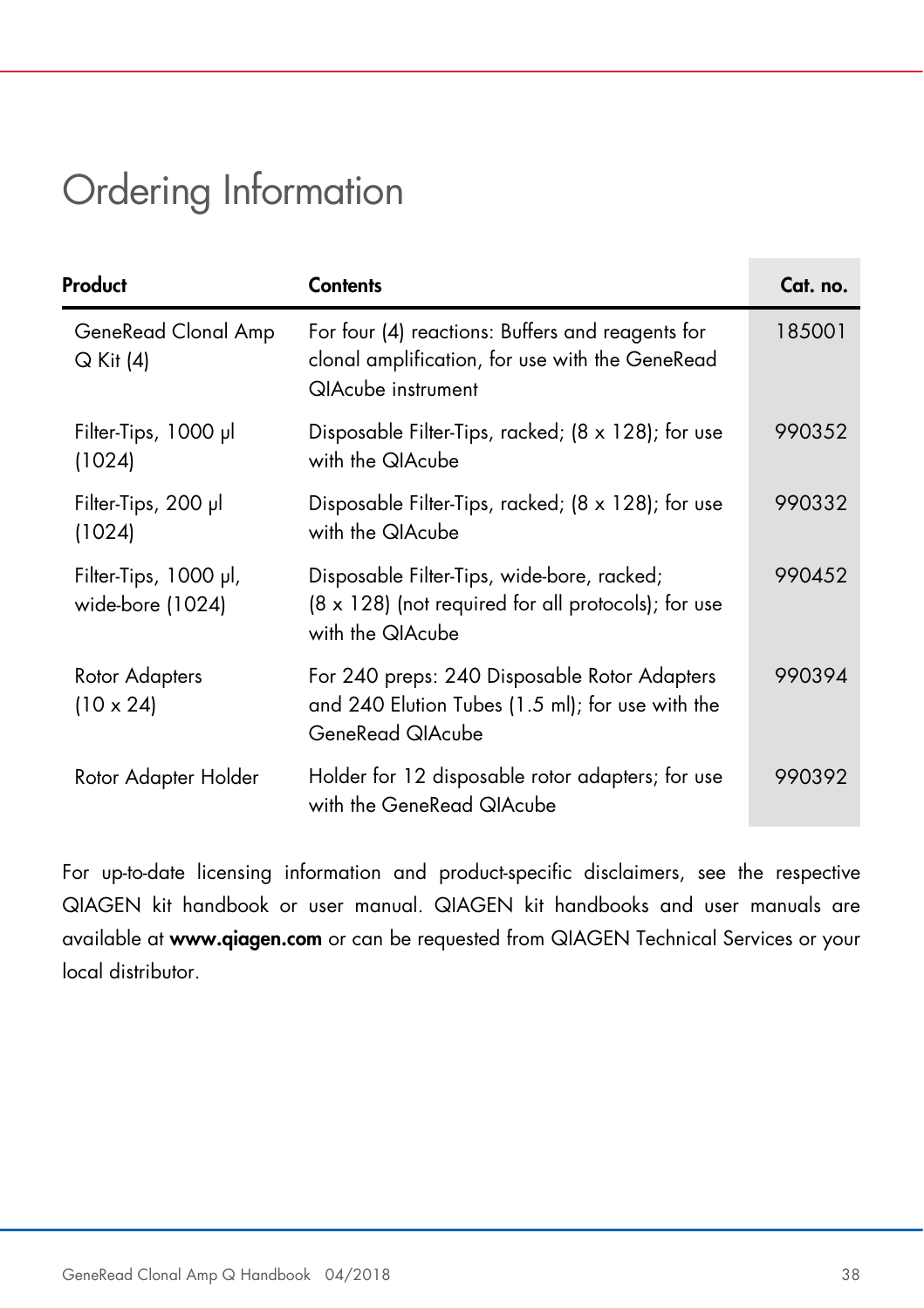# Ordering Information

| Product | Contents | Cat. no. |
|---|---|---|
| GeneRead Clonal Amp Q Kit (4) | For four (4) reactions: Buffers and reagents for clonal amplification, for use with the GeneRead QIAcube instrument | 185001 |
| Filter-Tips, 1000 µl (1024) | Disposable Filter-Tips, racked; (8 x 128); for use with the QIAcube | 990352 |
| Filter-Tips, 200 µl (1024) | Disposable Filter-Tips, racked; (8 x 128); for use with the QIAcube | 990332 |
| Filter-Tips, 1000 µl, wide-bore (1024) | Disposable Filter-Tips, wide-bore, racked; (8 x 128) (not required for all protocols); for use with the QIAcube | 990452 |
| Rotor Adapters (10 x 24) | For 240 preps: 240 Disposable Rotor Adapters and 240 Elution Tubes (1.5 ml); for use with the GeneRead QIAcube | 990394 |
| Rotor Adapter Holder | Holder for 12 disposable rotor adapters; for use with the GeneRead QIAcube | 990392 |

For up-to-date licensing information and product-specific disclaimers, see the respective QIAGEN kit handbook or user manual. QIAGEN kit handbooks and user manuals are available at **www.qiagen.com** or can be requested from QIAGEN Technical Services or your local distributor.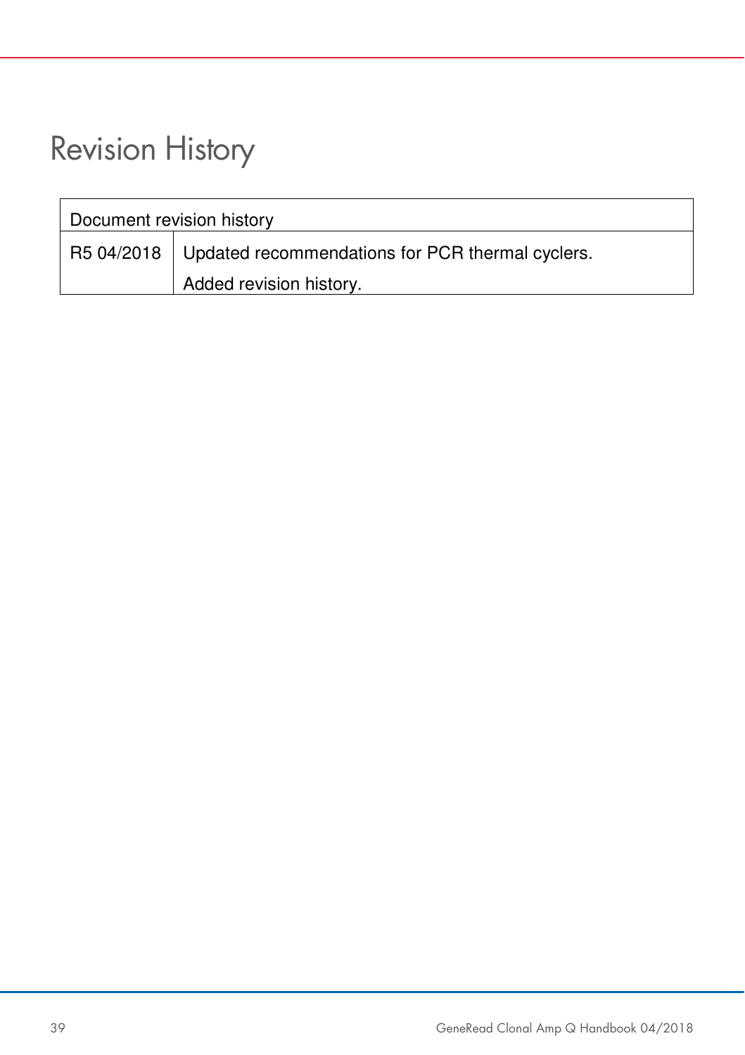# Revision History

| Document revision history | |
|---|---|
| R5 04/2018 | Updated recommendations for PCR thermal cyclers.<br>Added revision history. |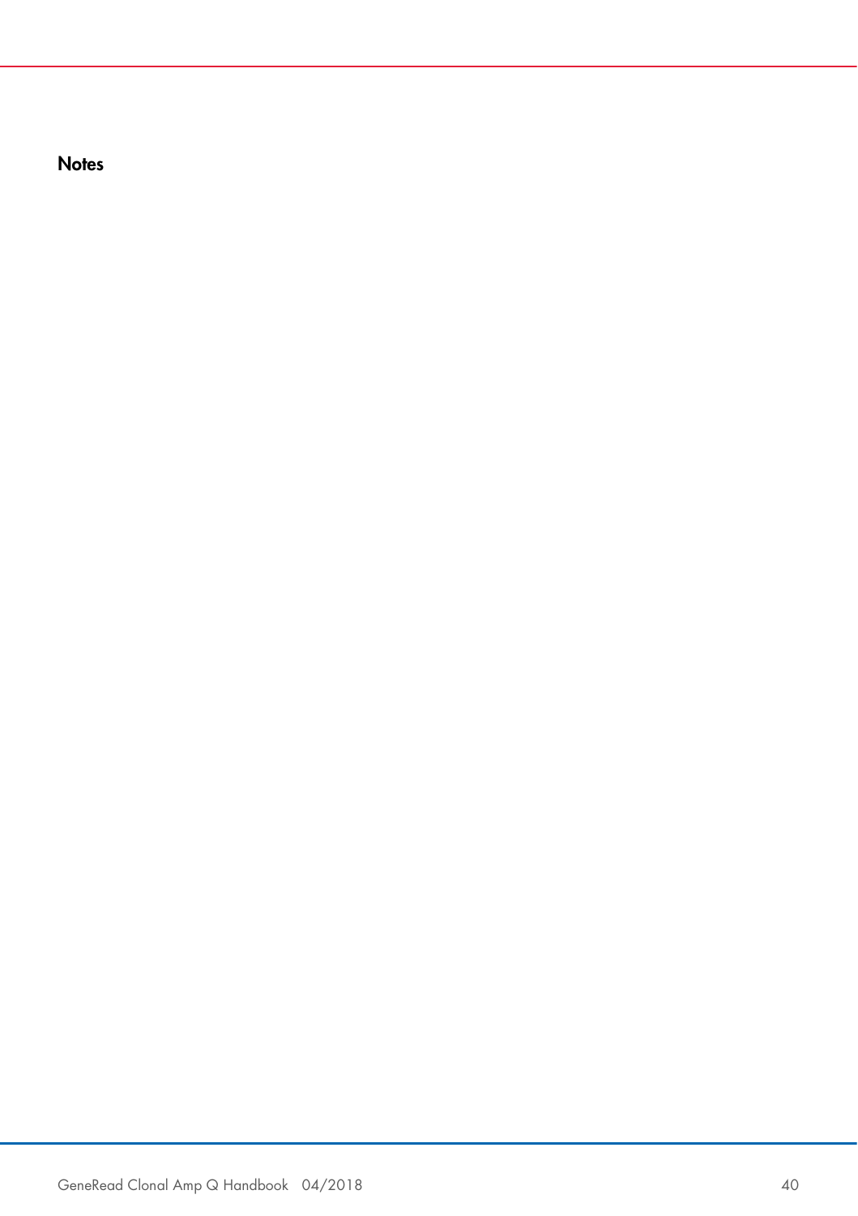## Notes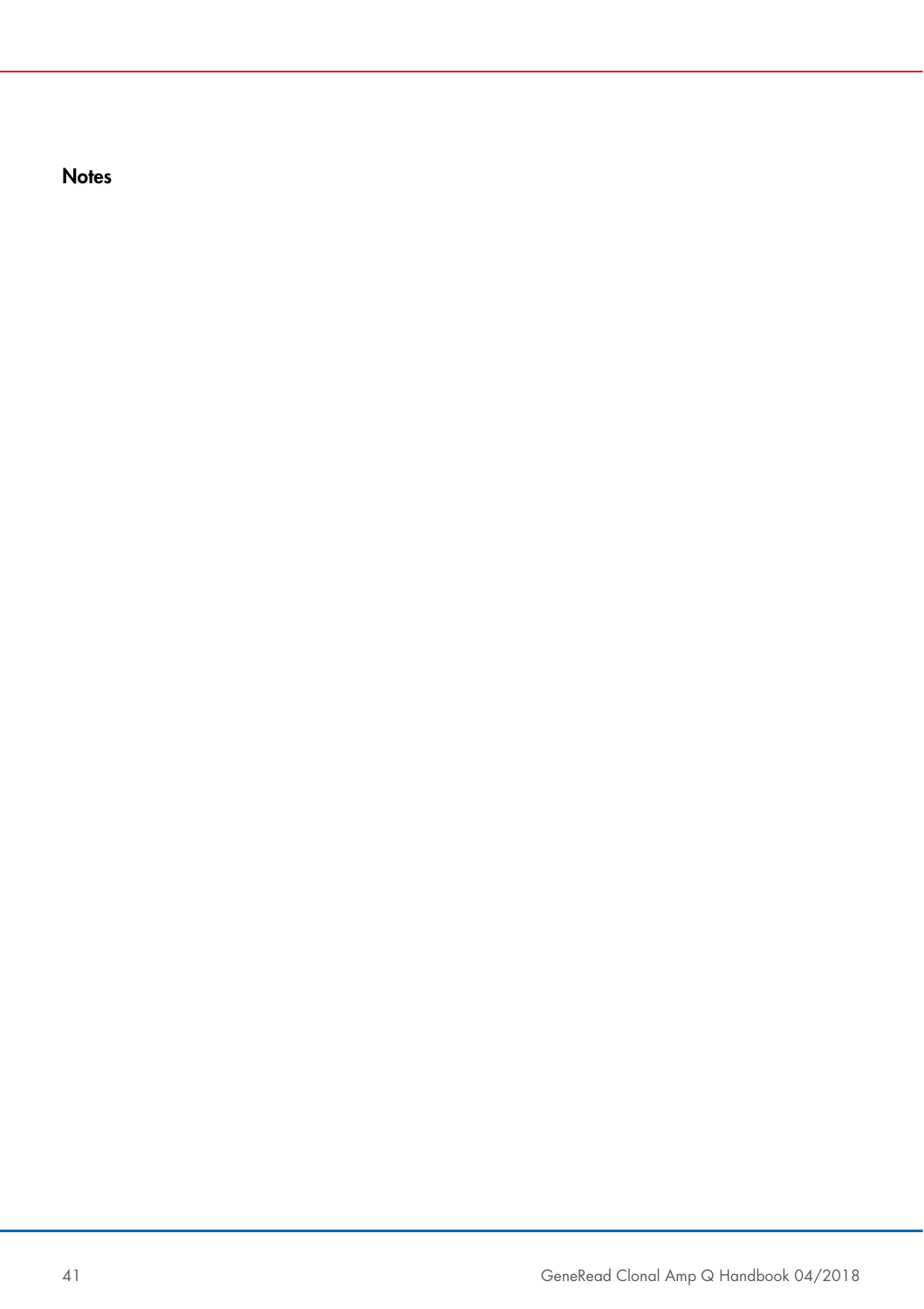### Notes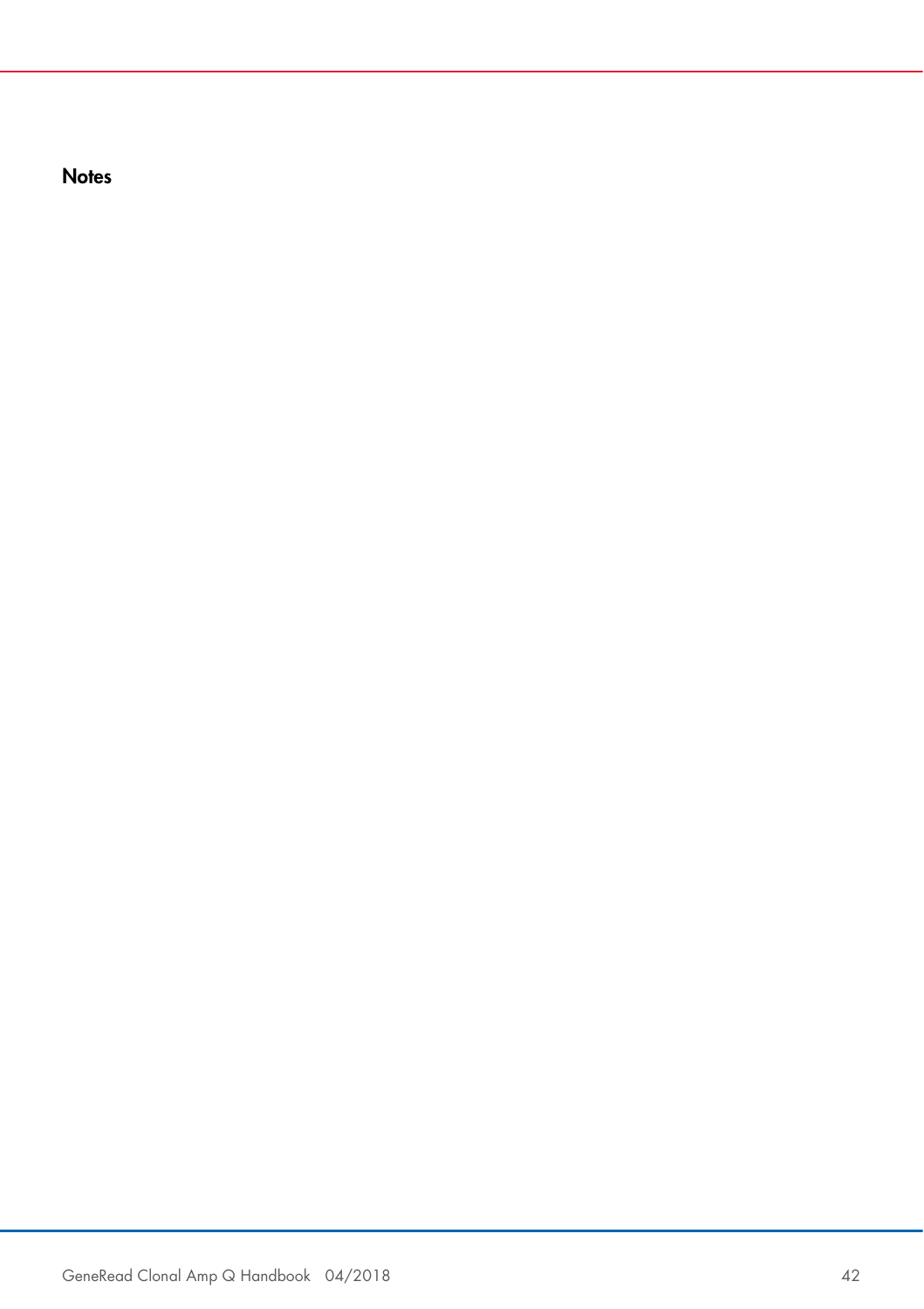## Notes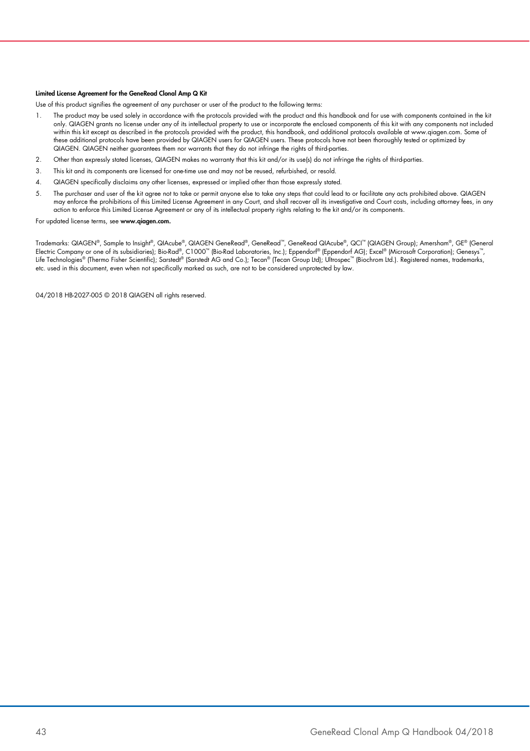**Limited License Agreement for the GeneRead Clonal Amp Q Kit**

Use of this product signifies the agreement of any purchaser or user of the product to the following terms:

1. The product may be used solely in accordance with the protocols provided with the product and this handbook and for use with components contained in the kit only. QIAGEN grants no license under any of its intellectual property to use or incorporate the enclosed components of this kit with any components not included within this kit except as described in the protocols provided with the product, this handbook, and additional protocols available at www.qiagen.com. Some of these additional protocols have been provided by QIAGEN users for QIAGEN users. These protocols have not been thoroughly tested or optimized by QIAGEN. QIAGEN neither guarantees them nor warrants that they do not infringe the rights of third-parties.
2. Other than expressly stated licenses, QIAGEN makes no warranty that this kit and/or its use(s) do not infringe the rights of third-parties.
3. This kit and its components are licensed for one-time use and may not be reused, refurbished, or resold.
4. QIAGEN specifically disclaims any other licenses, expressed or implied other than those expressly stated.
5. The purchaser and user of the kit agree not to take or permit anyone else to take any steps that could lead to or facilitate any acts prohibited above. QIAGEN may enforce the prohibitions of this Limited License Agreement in any Court, and shall recover all its investigative and Court costs, including attorney fees, in any action to enforce this Limited License Agreement or any of its intellectual property rights relating to the kit and/or its components.

For updated license terms, see **www.qiagen.com.**

Trademarks: QIAGEN®, Sample to Insight®, QIAcube®, QIAGEN GeneRead®, GeneRead™, GeneRead QIAcube®, QCI™ (QIAGEN Group); Amersham®, GE® (General Electric Company or one of its subsidiaries); Bio-Rad®, C1000™ (Bio-Rad Laboratories, Inc.); Eppendorf® (Eppendorf AG); Excel® (Microsoft Corporation); Genesys™, Life Technologies® (Thermo Fisher Scientific); Sarstedt® (Sarstedt AG and Co.); Tecan® (Tecan Group Ltd); Ultrospec™ (Biochrom Ltd.). Registered names, trademarks, etc. used in this document, even when not specifically marked as such, are not to be considered unprotected by law.

04/2018 HB-2027-005 © 2018 QIAGEN all rights reserved.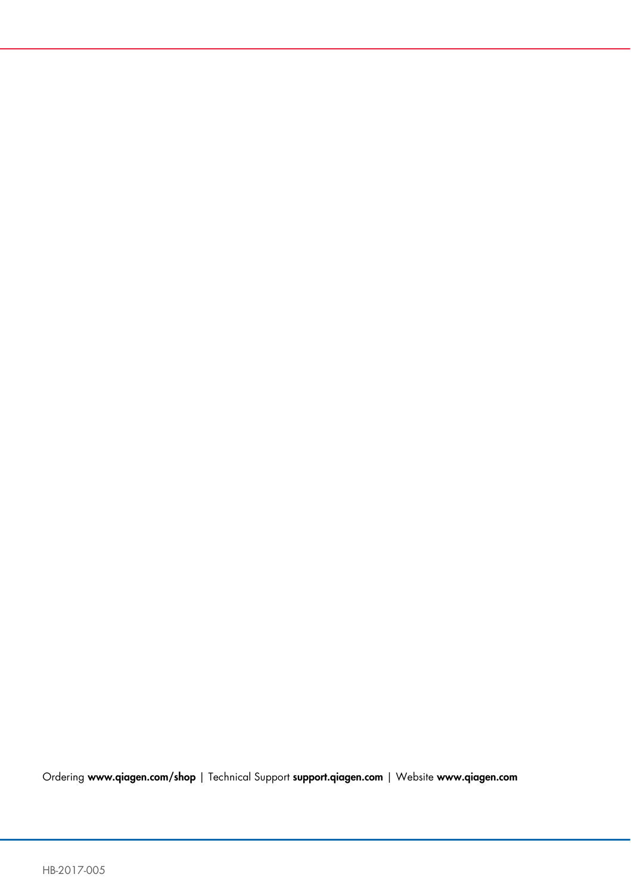Ordering **www.qiagen.com/shop** | Technical Support **support.qiagen.com** | Website **www.qiagen.com**

HB-2017-005